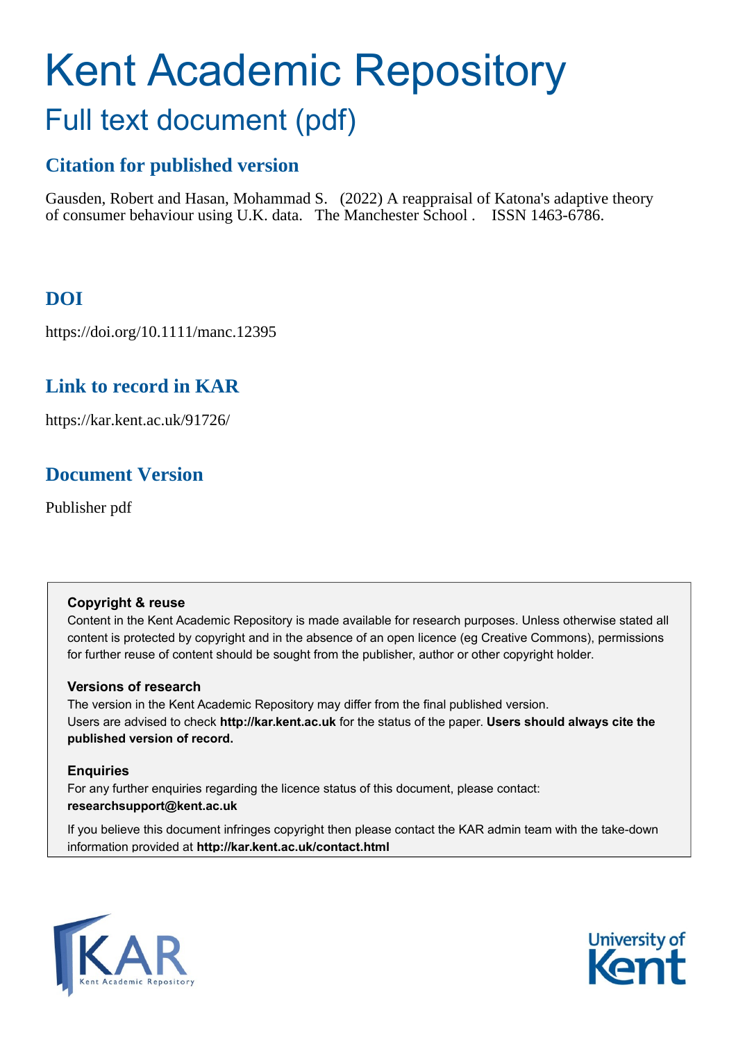# Kent Academic Repository

## Full text document (pdf)

### Citation for published version

Gausden, Robert and Hasan, Mohammad S. (2022) A reappraisal of Katona's adaptive theory of consumer behaviour using U.K. data. The Manchester School . ISSN 1463-6786.

### DOI

https://doi.org/10.1111/manc.12395

### Link to record in KAR

https://kar.kent.ac.uk/91726/

### Document Version

Publisher pdf

**Copyright & reuse**

Content in the Kent Academic Repository is made available for research purposes. Unless otherwise stated all content is protected by copyright and in the absence of an open licence (eg Creative Commons), permissions for further reuse of content should be sought from the publisher, author or other copyright holder.

**Versions of research**

The version in the Kent Academic Repository may differ from the final published version. Users are advised to check **http://kar.kent.ac.uk** for the status of the paper. **Users should always cite the published version of record.**

**Enquiries**

For any further enquiries regarding the licence status of this document, please contact: **researchsupport@kent.ac.uk**

If you believe this document infringes copyright then please contact the KAR admin team with the take-down information provided at **http://kar.kent.ac.uk/contact.html**

KAR Kent Academic Repository

University of Kent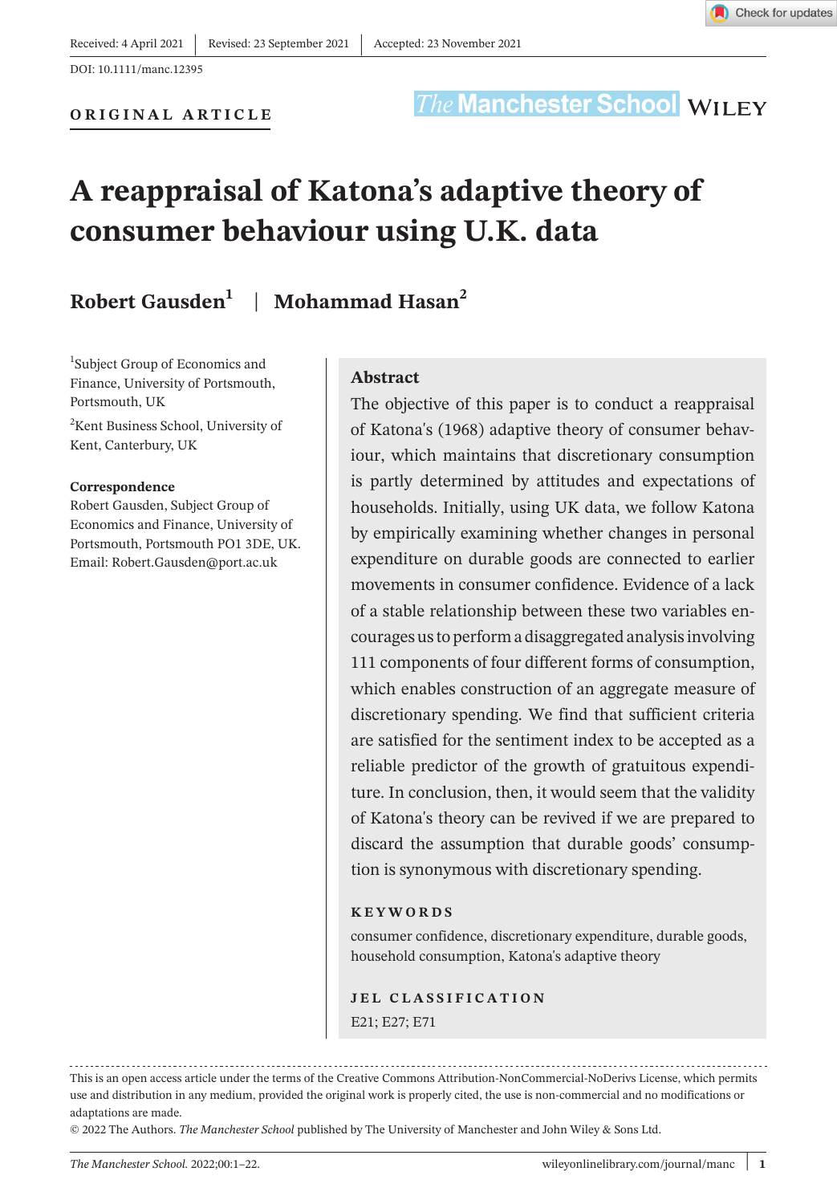Received: 4 April 2021 | Revised: 23 September 2021 | Accepted: 23 November 2021

DOI: 10.1111/manc.12395

**ORIGINAL ARTICLE**

# A reappraisal of Katona's adaptive theory of consumer behaviour using U.K. data

**Robert Gausden**[1] | **Mohammad Hasan**[2]

[1]Subject Group of Economics and Finance, University of Portsmouth, Portsmouth, UK

[2]Kent Business School, University of Kent, Canterbury, UK

**Correspondence**
Robert Gausden, Subject Group of Economics and Finance, University of Portsmouth, Portsmouth PO1 3DE, UK.
Email: Robert.Gausden@port.ac.uk

## Abstract

The objective of this paper is to conduct a reappraisal of Katona's (1968) adaptive theory of consumer behaviour, which maintains that discretionary consumption is partly determined by attitudes and expectations of households. Initially, using UK data, we follow Katona by empirically examining whether changes in personal expenditure on durable goods are connected to earlier movements in consumer confidence. Evidence of a lack of a stable relationship between these two variables encourages us to perform a disaggregated analysis involving 111 components of four different forms of consumption, which enables construction of an aggregate measure of discretionary spending. We find that sufficient criteria are satisfied for the sentiment index to be accepted as a reliable predictor of the growth of gratuitous expenditure. In conclusion, then, it would seem that the validity of Katona's theory can be revived if we are prepared to discard the assumption that durable goods' consumption is synonymous with discretionary spending.

**KEYWORDS**

consumer confidence, discretionary expenditure, durable goods, household consumption, Katona's adaptive theory

**JEL CLASSIFICATION**

E21; E27; E71

---

This is an open access article under the terms of the Creative Commons Attribution-NonCommercial-NoDerivs License, which permits use and distribution in any medium, provided the original work is properly cited, the use is non-commercial and no modifications or adaptations are made.
© 2022 The Authors. *The Manchester School* published by The University of Manchester and John Wiley & Sons Ltd.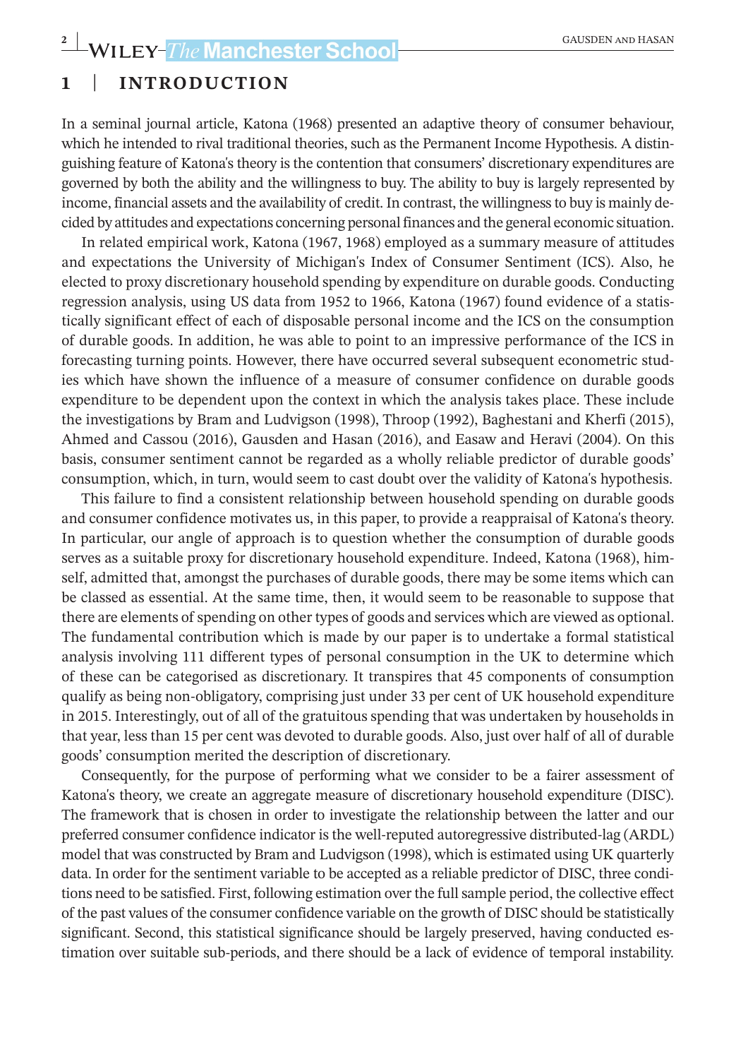## 1 | INTRODUCTION

In a seminal journal article, Katona (1968) presented an adaptive theory of consumer behaviour, which he intended to rival traditional theories, such as the Permanent Income Hypothesis. A distinguishing feature of Katona's theory is the contention that consumers' discretionary expenditures are governed by both the ability and the willingness to buy. The ability to buy is largely represented by income, financial assets and the availability of credit. In contrast, the willingness to buy is mainly decided by attitudes and expectations concerning personal finances and the general economic situation.

In related empirical work, Katona (1967, 1968) employed as a summary measure of attitudes and expectations the University of Michigan's Index of Consumer Sentiment (ICS). Also, he elected to proxy discretionary household spending by expenditure on durable goods. Conducting regression analysis, using US data from 1952 to 1966, Katona (1967) found evidence of a statistically significant effect of each of disposable personal income and the ICS on the consumption of durable goods. In addition, he was able to point to an impressive performance of the ICS in forecasting turning points. However, there have occurred several subsequent econometric studies which have shown the influence of a measure of consumer confidence on durable goods expenditure to be dependent upon the context in which the analysis takes place. These include the investigations by Bram and Ludvigson (1998), Throop (1992), Baghestani and Kherfi (2015), Ahmed and Cassou (2016), Gausden and Hasan (2016), and Easaw and Heravi (2004). On this basis, consumer sentiment cannot be regarded as a wholly reliable predictor of durable goods' consumption, which, in turn, would seem to cast doubt over the validity of Katona's hypothesis.

This failure to find a consistent relationship between household spending on durable goods and consumer confidence motivates us, in this paper, to provide a reappraisal of Katona's theory. In particular, our angle of approach is to question whether the consumption of durable goods serves as a suitable proxy for discretionary household expenditure. Indeed, Katona (1968), himself, admitted that, amongst the purchases of durable goods, there may be some items which can be classed as essential. At the same time, then, it would seem to be reasonable to suppose that there are elements of spending on other types of goods and services which are viewed as optional. The fundamental contribution which is made by our paper is to undertake a formal statistical analysis involving 111 different types of personal consumption in the UK to determine which of these can be categorised as discretionary. It transpires that 45 components of consumption qualify as being non-obligatory, comprising just under 33 per cent of UK household expenditure in 2015. Interestingly, out of all of the gratuitous spending that was undertaken by households in that year, less than 15 per cent was devoted to durable goods. Also, just over half of all of durable goods' consumption merited the description of discretionary.

Consequently, for the purpose of performing what we consider to be a fairer assessment of Katona's theory, we create an aggregate measure of discretionary household expenditure (DISC). The framework that is chosen in order to investigate the relationship between the latter and our preferred consumer confidence indicator is the well-reputed autoregressive distributed-lag (ARDL) model that was constructed by Bram and Ludvigson (1998), which is estimated using UK quarterly data. In order for the sentiment variable to be accepted as a reliable predictor of DISC, three conditions need to be satisfied. First, following estimation over the full sample period, the collective effect of the past values of the consumer confidence variable on the growth of DISC should be statistically significant. Second, this statistical significance should be largely preserved, having conducted estimation over suitable sub-periods, and there should be a lack of evidence of temporal instability.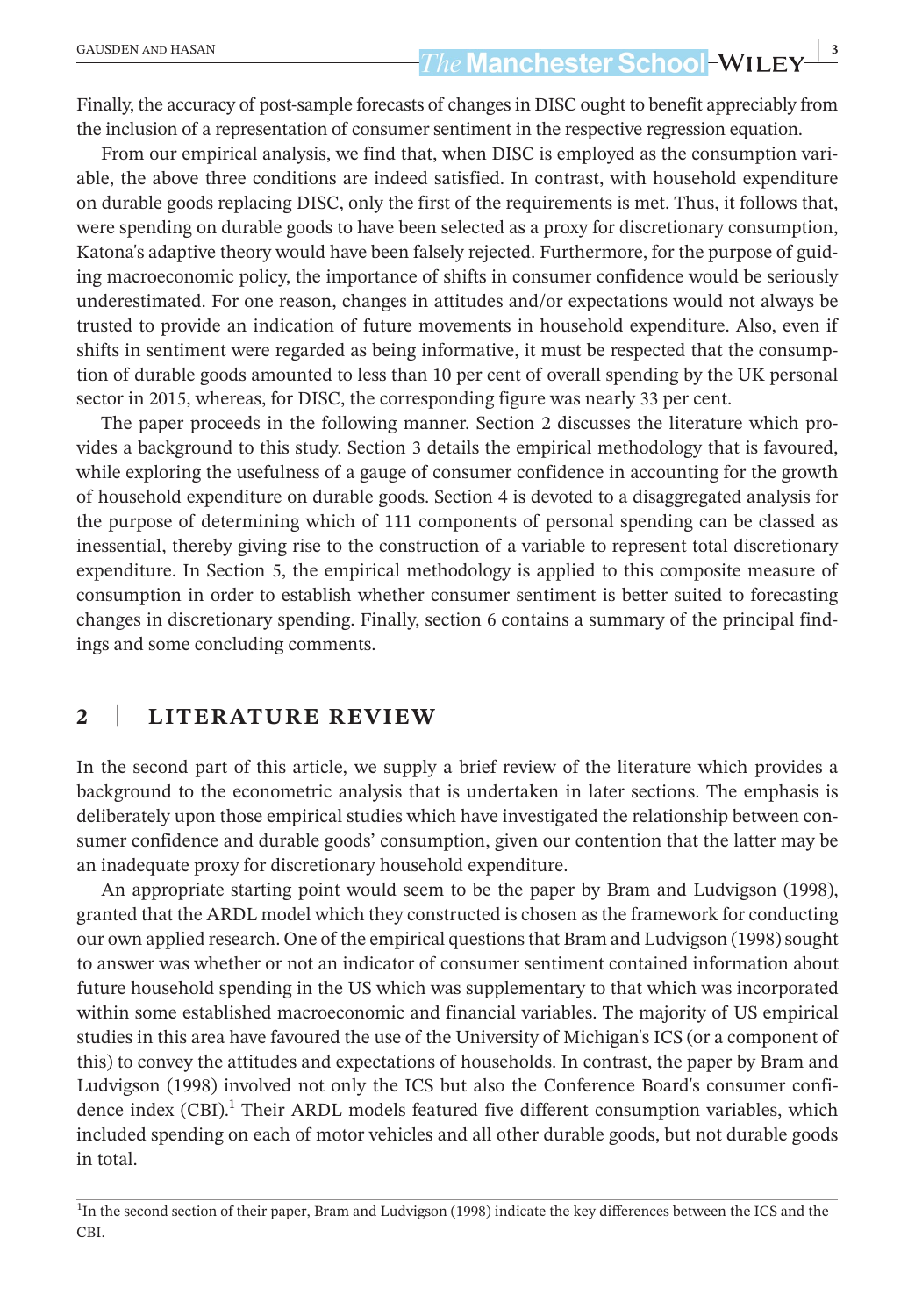Finally, the accuracy of post-sample forecasts of changes in DISC ought to benefit appreciably from the inclusion of a representation of consumer sentiment in the respective regression equation.

From our empirical analysis, we find that, when DISC is employed as the consumption variable, the above three conditions are indeed satisfied. In contrast, with household expenditure on durable goods replacing DISC, only the first of the requirements is met. Thus, it follows that, were spending on durable goods to have been selected as a proxy for discretionary consumption, Katona's adaptive theory would have been falsely rejected. Furthermore, for the purpose of guiding macroeconomic policy, the importance of shifts in consumer confidence would be seriously underestimated. For one reason, changes in attitudes and/or expectations would not always be trusted to provide an indication of future movements in household expenditure. Also, even if shifts in sentiment were regarded as being informative, it must be respected that the consumption of durable goods amounted to less than 10 per cent of overall spending by the UK personal sector in 2015, whereas, for DISC, the corresponding figure was nearly 33 per cent.

The paper proceeds in the following manner. Section 2 discusses the literature which provides a background to this study. Section 3 details the empirical methodology that is favoured, while exploring the usefulness of a gauge of consumer confidence in accounting for the growth of household expenditure on durable goods. Section 4 is devoted to a disaggregated analysis for the purpose of determining which of 111 components of personal spending can be classed as inessential, thereby giving rise to the construction of a variable to represent total discretionary expenditure. In Section 5, the empirical methodology is applied to this composite measure of consumption in order to establish whether consumer sentiment is better suited to forecasting changes in discretionary spending. Finally, section 6 contains a summary of the principal findings and some concluding comments.

## 2 | LITERATURE REVIEW

In the second part of this article, we supply a brief review of the literature which provides a background to the econometric analysis that is undertaken in later sections. The emphasis is deliberately upon those empirical studies which have investigated the relationship between consumer confidence and durable goods' consumption, given our contention that the latter may be an inadequate proxy for discretionary household expenditure.

An appropriate starting point would seem to be the paper by Bram and Ludvigson (1998), granted that the ARDL model which they constructed is chosen as the framework for conducting our own applied research. One of the empirical questions that Bram and Ludvigson (1998) sought to answer was whether or not an indicator of consumer sentiment contained information about future household spending in the US which was supplementary to that which was incorporated within some established macroeconomic and financial variables. The majority of US empirical studies in this area have favoured the use of the University of Michigan's ICS (or a component of this) to convey the attitudes and expectations of households. In contrast, the paper by Bram and Ludvigson (1998) involved not only the ICS but also the Conference Board's consumer confidence index (CBI).[1] Their ARDL models featured five different consumption variables, which included spending on each of motor vehicles and all other durable goods, but not durable goods in total.

[1]In the second section of their paper, Bram and Ludvigson (1998) indicate the key differences between the ICS and the CBI.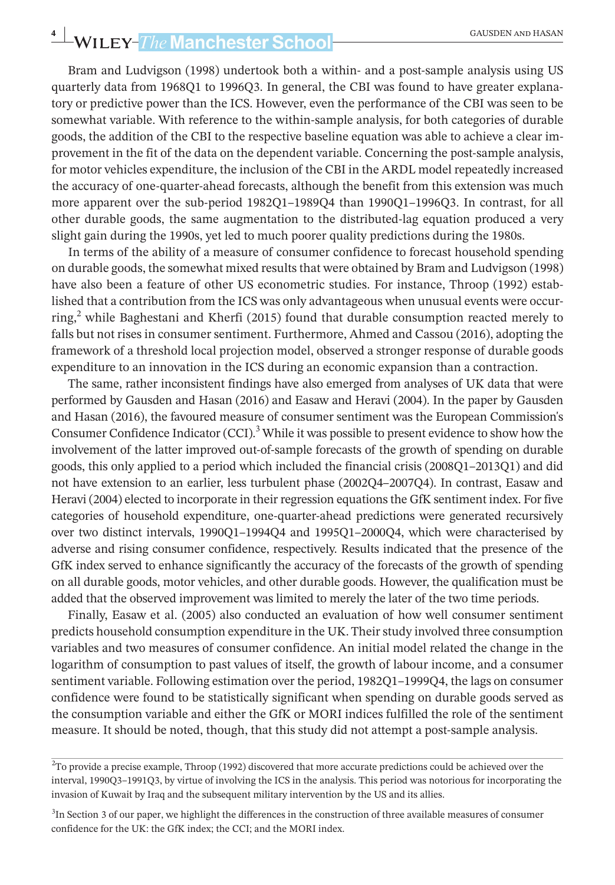Bram and Ludvigson (1998) undertook both a within- and a post-sample analysis using US quarterly data from 1968Q1 to 1996Q3. In general, the CBI was found to have greater explanatory or predictive power than the ICS. However, even the performance of the CBI was seen to be somewhat variable. With reference to the within-sample analysis, for both categories of durable goods, the addition of the CBI to the respective baseline equation was able to achieve a clear improvement in the fit of the data on the dependent variable. Concerning the post-sample analysis, for motor vehicles expenditure, the inclusion of the CBI in the ARDL model repeatedly increased the accuracy of one-quarter-ahead forecasts, although the benefit from this extension was much more apparent over the sub-period 1982Q1–1989Q4 than 1990Q1–1996Q3. In contrast, for all other durable goods, the same augmentation to the distributed-lag equation produced a very slight gain during the 1990s, yet led to much poorer quality predictions during the 1980s.

In terms of the ability of a measure of consumer confidence to forecast household spending on durable goods, the somewhat mixed results that were obtained by Bram and Ludvigson (1998) have also been a feature of other US econometric studies. For instance, Throop (1992) established that a contribution from the ICS was only advantageous when unusual events were occurring,[2] while Baghestani and Kherfi (2015) found that durable consumption reacted merely to falls but not rises in consumer sentiment. Furthermore, Ahmed and Cassou (2016), adopting the framework of a threshold local projection model, observed a stronger response of durable goods expenditure to an innovation in the ICS during an economic expansion than a contraction.

The same, rather inconsistent findings have also emerged from analyses of UK data that were performed by Gausden and Hasan (2016) and Easaw and Heravi (2004). In the paper by Gausden and Hasan (2016), the favoured measure of consumer sentiment was the European Commission's Consumer Confidence Indicator (CCI).[3] While it was possible to present evidence to show how the involvement of the latter improved out-of-sample forecasts of the growth of spending on durable goods, this only applied to a period which included the financial crisis (2008Q1–2013Q1) and did not have extension to an earlier, less turbulent phase (2002Q4–2007Q4). In contrast, Easaw and Heravi (2004) elected to incorporate in their regression equations the GfK sentiment index. For five categories of household expenditure, one-quarter-ahead predictions were generated recursively over two distinct intervals, 1990Q1–1994Q4 and 1995Q1–2000Q4, which were characterised by adverse and rising consumer confidence, respectively. Results indicated that the presence of the GfK index served to enhance significantly the accuracy of the forecasts of the growth of spending on all durable goods, motor vehicles, and other durable goods. However, the qualification must be added that the observed improvement was limited to merely the later of the two time periods.

Finally, Easaw et al. (2005) also conducted an evaluation of how well consumer sentiment predicts household consumption expenditure in the UK. Their study involved three consumption variables and two measures of consumer confidence. An initial model related the change in the logarithm of consumption to past values of itself, the growth of labour income, and a consumer sentiment variable. Following estimation over the period, 1982Q1–1999Q4, the lags on consumer confidence were found to be statistically significant when spending on durable goods served as the consumption variable and either the GfK or MORI indices fulfilled the role of the sentiment measure. It should be noted, though, that this study did not attempt a post-sample analysis.

---

[2] To provide a precise example, Throop (1992) discovered that more accurate predictions could be achieved over the interval, 1990Q3–1991Q3, by virtue of involving the ICS in the analysis. This period was notorious for incorporating the invasion of Kuwait by Iraq and the subsequent military intervention by the US and its allies.

[3] In Section 3 of our paper, we highlight the differences in the construction of three available measures of consumer confidence for the UK: the GfK index; the CCI; and the MORI index.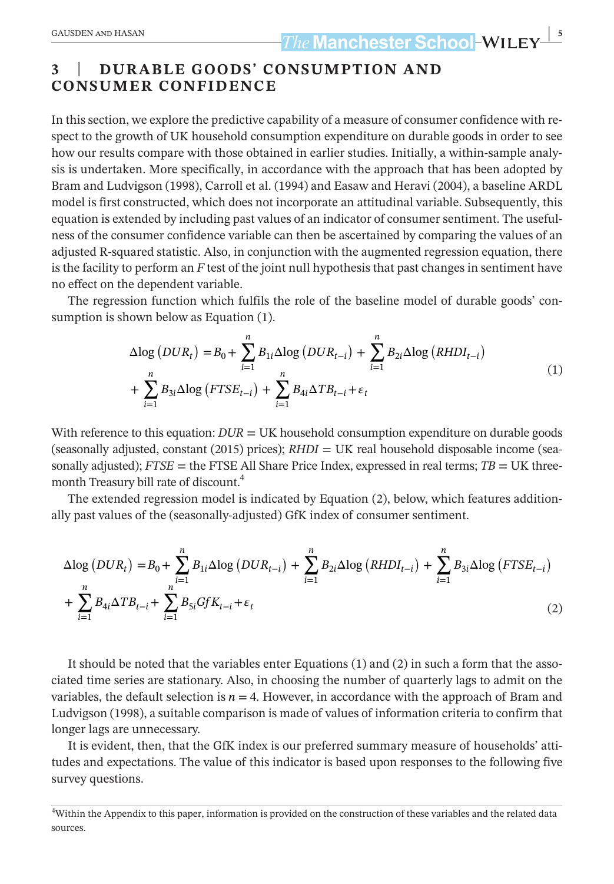## 3 | DURABLE GOODS' CONSUMPTION AND CONSUMER CONFIDENCE

In this section, we explore the predictive capability of a measure of consumer confidence with respect to the growth of UK household consumption expenditure on durable goods in order to see how our results compare with those obtained in earlier studies. Initially, a within-sample analysis is undertaken. More specifically, in accordance with the approach that has been adopted by Bram and Ludvigson (1998), Carroll et al. (1994) and Easaw and Heravi (2004), a baseline ARDL model is first constructed, which does not incorporate an attitudinal variable. Subsequently, this equation is extended by including past values of an indicator of consumer sentiment. The usefulness of the consumer confidence variable can then be ascertained by comparing the values of an adjusted R-squared statistic. Also, in conjunction with the augmented regression equation, there is the facility to perform an *F* test of the joint null hypothesis that past changes in sentiment have no effect on the dependent variable.

The regression function which fulfils the role of the baseline model of durable goods' consumption is shown below as Equation (1).

$$\Delta\log\left(DUR_t\right) = B_0 + \sum_{i=1}^{n} B_{1i}\Delta\log\left(DUR_{t-i}\right) + \sum_{i=1}^{n} B_{2i}\Delta\log\left(RHDI_{t-i}\right) + \sum_{i=1}^{n} B_{3i}\Delta\log\left(FTSE_{t-i}\right) + \sum_{i=1}^{n} B_{4i}\Delta TB_{t-i} + \varepsilon_t \tag{1}$$

With reference to this equation: $DUR$ = UK household consumption expenditure on durable goods (seasonally adjusted, constant (2015) prices); $RHDI$ = UK real household disposable income (seasonally adjusted); $FTSE$ = the FTSE All Share Price Index, expressed in real terms; $TB$ = UK three-month Treasury bill rate of discount.[4]

The extended regression model is indicated by Equation (2), below, which features additionally past values of the (seasonally-adjusted) GfK index of consumer sentiment.

$$\Delta\log\left(DUR_t\right) = B_0 + \sum_{i=1}^{n} B_{1i}\Delta\log\left(DUR_{t-i}\right) + \sum_{i=1}^{n} B_{2i}\Delta\log\left(RHDI_{t-i}\right) + \sum_{i=1}^{n} B_{3i}\Delta\log\left(FTSE_{t-i}\right) + \sum_{i=1}^{n} B_{4i}\Delta TB_{t-i} + \sum_{i=1}^{n} B_{5i}GfK_{t-i} + \varepsilon_t \tag{2}$$

It should be noted that the variables enter Equations (1) and (2) in such a form that the associated time series are stationary. Also, in choosing the number of quarterly lags to admit on the variables, the default selection is $n = 4$. However, in accordance with the approach of Bram and Ludvigson (1998), a suitable comparison is made of values of information criteria to confirm that longer lags are unnecessary.

It is evident, then, that the GfK index is our preferred summary measure of households' attitudes and expectations. The value of this indicator is based upon responses to the following five survey questions.

[4]Within the Appendix to this paper, information is provided on the construction of these variables and the related data sources.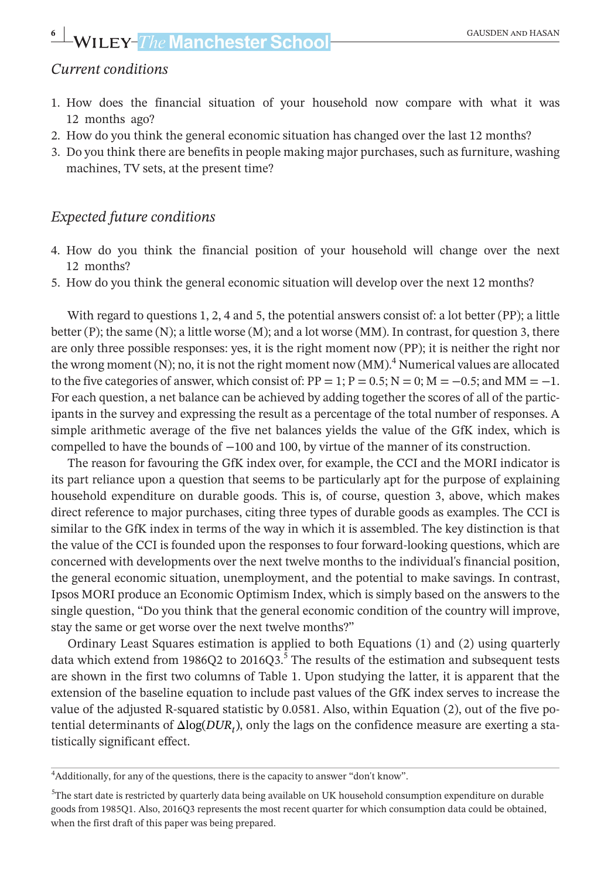*Current conditions*

1. How does the financial situation of your household now compare with what it was 12 months ago?
2. How do you think the general economic situation has changed over the last 12 months?
3. Do you think there are benefits in people making major purchases, such as furniture, washing machines, TV sets, at the present time?

*Expected future conditions*

4. How do you think the financial position of your household will change over the next 12 months?
5. How do you think the general economic situation will develop over the next 12 months?

With regard to questions 1, 2, 4 and 5, the potential answers consist of: a lot better (PP); a little better (P); the same (N); a little worse (M); and a lot worse (MM). In contrast, for question 3, there are only three possible responses: yes, it is the right moment now (PP); it is neither the right nor the wrong moment (N); no, it is not the right moment now (MM).[4] Numerical values are allocated to the five categories of answer, which consist of: PP = 1; P = 0.5; N = 0; M = −0.5; and MM = −1. For each question, a net balance can be achieved by adding together the scores of all of the participants in the survey and expressing the result as a percentage of the total number of responses. A simple arithmetic average of the five net balances yields the value of the GfK index, which is compelled to have the bounds of −100 and 100, by virtue of the manner of its construction.

The reason for favouring the GfK index over, for example, the CCI and the MORI indicator is its part reliance upon a question that seems to be particularly apt for the purpose of explaining household expenditure on durable goods. This is, of course, question 3, above, which makes direct reference to major purchases, citing three types of durable goods as examples. The CCI is similar to the GfK index in terms of the way in which it is assembled. The key distinction is that the value of the CCI is founded upon the responses to four forward-looking questions, which are concerned with developments over the next twelve months to the individual's financial position, the general economic situation, unemployment, and the potential to make savings. In contrast, Ipsos MORI produce an Economic Optimism Index, which is simply based on the answers to the single question, "Do you think that the general economic condition of the country will improve, stay the same or get worse over the next twelve months?"

Ordinary Least Squares estimation is applied to both Equations (1) and (2) using quarterly data which extend from 1986Q2 to 2016Q3.[5] The results of the estimation and subsequent tests are shown in the first two columns of Table 1. Upon studying the latter, it is apparent that the extension of the baseline equation to include past values of the GfK index serves to increase the value of the adjusted R-squared statistic by 0.0581. Also, within Equation (2), out of the five potential determinants of $\Delta\log(DUR_t)$, only the lags on the confidence measure are exerting a statistically significant effect.

[4]Additionally, for any of the questions, there is the capacity to answer "don't know".

[5]The start date is restricted by quarterly data being available on UK household consumption expenditure on durable goods from 1985Q1. Also, 2016Q3 represents the most recent quarter for which consumption data could be obtained, when the first draft of this paper was being prepared.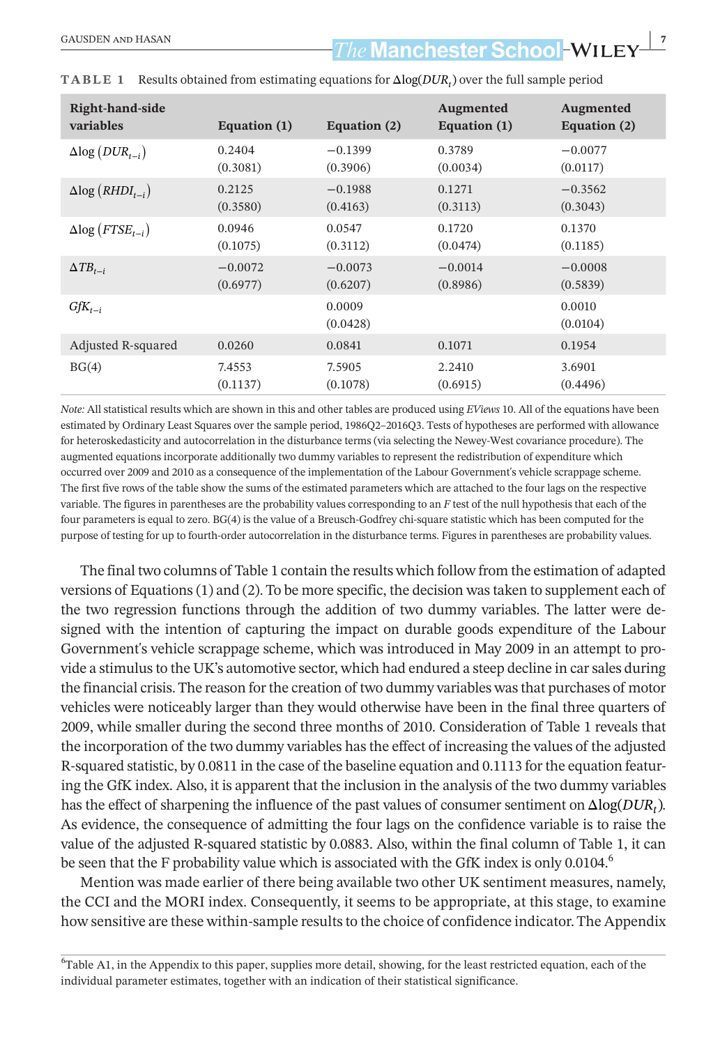**TABLE 1** Results obtained from estimating equations for $\Delta\log(DUR_t)$ over the full sample period

| Right-hand-side variables | Equation (1) | Equation (2) | Augmented Equation (1) | Augmented Equation (2) |
|---|---|---|---|---|
| $\Delta\log(DUR_{t-i})$ | 0.2404 (0.3081) | −0.1399 (0.3906) | 0.3789 (0.0034) | −0.0077 (0.0117) |
| $\Delta\log(RHDI_{t-i})$ | 0.2125 (0.3580) | −0.1988 (0.4163) | 0.1271 (0.3113) | −0.3562 (0.3043) |
| $\Delta\log(FTSE_{t-i})$ | 0.0946 (0.1075) | 0.0547 (0.3112) | 0.1720 (0.0474) | 0.1370 (0.1185) |
| $\Delta TB_{t-i}$ | −0.0072 (0.6977) | −0.0073 (0.6207) | −0.0014 (0.8986) | −0.0008 (0.5839) |
| $GfK_{t-i}$ | | 0.0009 (0.0428) | | 0.0010 (0.0104) |
| Adjusted R-squared | 0.0260 | 0.0841 | 0.1071 | 0.1954 |
| BG(4) | 7.4553 (0.1137) | 7.5905 (0.1078) | 2.2410 (0.6915) | 3.6901 (0.4496) |

*Note:* All statistical results which are shown in this and other tables are produced using *EViews* 10. All of the equations have been estimated by Ordinary Least Squares over the sample period, 1986Q2–2016Q3. Tests of hypotheses are performed with allowance for heteroskedasticity and autocorrelation in the disturbance terms (via selecting the Newey-West covariance procedure). The augmented equations incorporate additionally two dummy variables to represent the redistribution of expenditure which occurred over 2009 and 2010 as a consequence of the implementation of the Labour Government's vehicle scrappage scheme. The first five rows of the table show the sums of the estimated parameters which are attached to the four lags on the respective variable. The figures in parentheses are the probability values corresponding to an *F* test of the null hypothesis that each of the four parameters is equal to zero. BG(4) is the value of a Breusch-Godfrey chi-square statistic which has been computed for the purpose of testing for up to fourth-order autocorrelation in the disturbance terms. Figures in parentheses are probability values.

The final two columns of Table 1 contain the results which follow from the estimation of adapted versions of Equations (1) and (2). To be more specific, the decision was taken to supplement each of the two regression functions through the addition of two dummy variables. The latter were designed with the intention of capturing the impact on durable goods expenditure of the Labour Government's vehicle scrappage scheme, which was introduced in May 2009 in an attempt to provide a stimulus to the UK's automotive sector, which had endured a steep decline in car sales during the financial crisis. The reason for the creation of two dummy variables was that purchases of motor vehicles were noticeably larger than they would otherwise have been in the final three quarters of 2009, while smaller during the second three months of 2010. Consideration of Table 1 reveals that the incorporation of the two dummy variables has the effect of increasing the values of the adjusted R-squared statistic, by 0.0811 in the case of the baseline equation and 0.1113 for the equation featuring the GfK index. Also, it is apparent that the inclusion in the analysis of the two dummy variables has the effect of sharpening the influence of the past values of consumer sentiment on $\Delta\log(DUR_t)$. As evidence, the consequence of admitting the four lags on the confidence variable is to raise the value of the adjusted R-squared statistic by 0.0883. Also, within the final column of Table 1, it can be seen that the F probability value which is associated with the GfK index is only 0.0104.[6]

Mention was made earlier of there being available two other UK sentiment measures, namely, the CCI and the MORI index. Consequently, it seems to be appropriate, at this stage, to examine how sensitive are these within-sample results to the choice of confidence indicator. The Appendix

[6]Table A1, in the Appendix to this paper, supplies more detail, showing, for the least restricted equation, each of the individual parameter estimates, together with an indication of their statistical significance.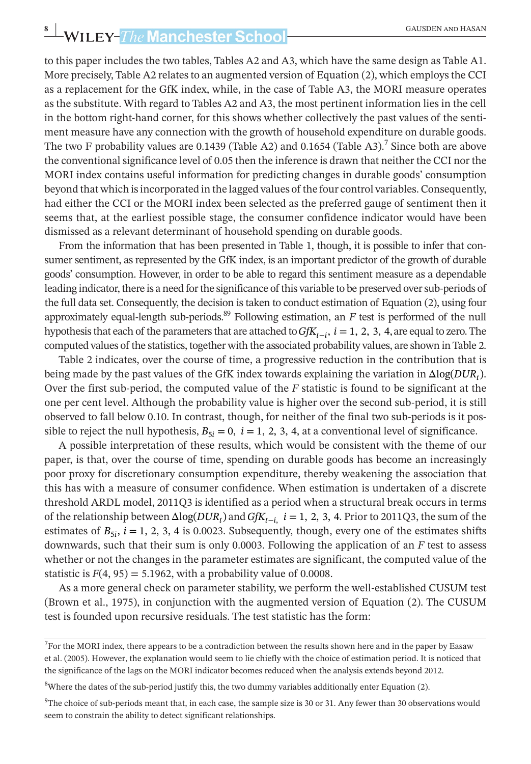to this paper includes the two tables, Tables A2 and A3, which have the same design as Table A1. More precisely, Table A2 relates to an augmented version of Equation (2), which employs the CCI as a replacement for the GfK index, while, in the case of Table A3, the MORI measure operates as the substitute. With regard to Tables A2 and A3, the most pertinent information lies in the cell in the bottom right-hand corner, for this shows whether collectively the past values of the sentiment measure have any connection with the growth of household expenditure on durable goods. The two F probability values are 0.1439 (Table A2) and 0.1654 (Table A3).[7] Since both are above the conventional significance level of 0.05 then the inference is drawn that neither the CCI nor the MORI index contains useful information for predicting changes in durable goods' consumption beyond that which is incorporated in the lagged values of the four control variables. Consequently, had either the CCI or the MORI index been selected as the preferred gauge of sentiment then it seems that, at the earliest possible stage, the consumer confidence indicator would have been dismissed as a relevant determinant of household spending on durable goods.

From the information that has been presented in Table 1, though, it is possible to infer that consumer sentiment, as represented by the GfK index, is an important predictor of the growth of durable goods' consumption. However, in order to be able to regard this sentiment measure as a dependable leading indicator, there is a need for the significance of this variable to be preserved over sub-periods of the full data set. Consequently, the decision is taken to conduct estimation of Equation (2), using four approximately equal-length sub-periods.[8,9] Following estimation, an $F$ test is performed of the null hypothesis that each of the parameters that are attached to $GfK_{t-i}$, $i = 1, 2, 3, 4$, are equal to zero. The computed values of the statistics, together with the associated probability values, are shown in Table 2.

Table 2 indicates, over the course of time, a progressive reduction in the contribution that is being made by the past values of the GfK index towards explaining the variation in $\Delta\log(DUR_t)$. Over the first sub-period, the computed value of the $F$ statistic is found to be significant at the one per cent level. Although the probability value is higher over the second sub-period, it is still observed to fall below 0.10. In contrast, though, for neither of the final two sub-periods is it possible to reject the null hypothesis, $B_{5i} = 0,\ i = 1, 2, 3, 4$, at a conventional level of significance.

A possible interpretation of these results, which would be consistent with the theme of our paper, is that, over the course of time, spending on durable goods has become an increasingly poor proxy for discretionary consumption expenditure, thereby weakening the association that this has with a measure of consumer confidence. When estimation is undertaken of a discrete threshold ARDL model, 2011Q3 is identified as a period when a structural break occurs in terms of the relationship between $\Delta\log(DUR_t)$ and $GfK_{t-i},\ i = 1, 2, 3, 4$. Prior to 2011Q3, the sum of the estimates of $B_{5i}$, $i = 1, 2, 3, 4$ is 0.0023. Subsequently, though, every one of the estimates shifts downwards, such that their sum is only 0.0003. Following the application of an $F$ test to assess whether or not the changes in the parameter estimates are significant, the computed value of the statistic is $F(4, 95) = 5.1962$, with a probability value of 0.0008.

As a more general check on parameter stability, we perform the well-established CUSUM test (Brown et al., 1975), in conjunction with the augmented version of Equation (2). The CUSUM test is founded upon recursive residuals. The test statistic has the form:

---

[7] For the MORI index, there appears to be a contradiction between the results shown here and in the paper by Easaw et al. (2005). However, the explanation would seem to lie chiefly with the choice of estimation period. It is noticed that the significance of the lags on the MORI indicator becomes reduced when the analysis extends beyond 2012.

[8] Where the dates of the sub-period justify this, the two dummy variables additionally enter Equation (2).

[9] The choice of sub-periods meant that, in each case, the sample size is 30 or 31. Any fewer than 30 observations would seem to constrain the ability to detect significant relationships.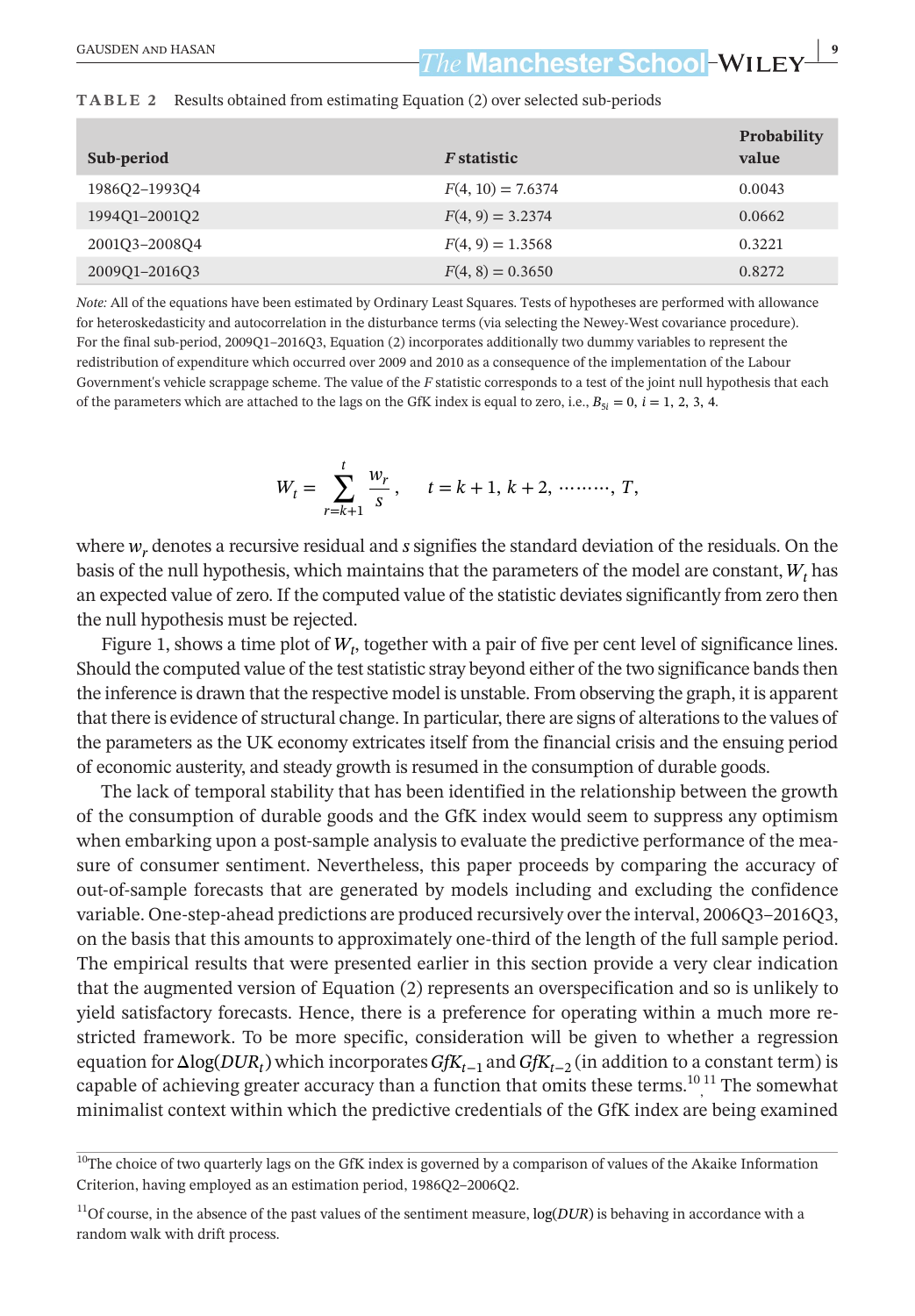**TABLE 2** Results obtained from estimating Equation (2) over selected sub-periods

| Sub-period | *F* statistic | Probability value |
|---|---|---|
| 1986Q2–1993Q4 | $F(4, 10) = 7.6374$ | 0.0043 |
| 1994Q1–2001Q2 | $F(4, 9) = 3.2374$ | 0.0662 |
| 2001Q3–2008Q4 | $F(4, 9) = 1.3568$ | 0.3221 |
| 2009Q1–2016Q3 | $F(4, 8) = 0.3650$ | 0.8272 |

*Note:* All of the equations have been estimated by Ordinary Least Squares. Tests of hypotheses are performed with allowance for heteroskedasticity and autocorrelation in the disturbance terms (via selecting the Newey-West covariance procedure). For the final sub-period, 2009Q1–2016Q3, Equation (2) incorporates additionally two dummy variables to represent the redistribution of expenditure which occurred over 2009 and 2010 as a consequence of the implementation of the Labour Government's vehicle scrappage scheme. The value of the *F* statistic corresponds to a test of the joint null hypothesis that each of the parameters which are attached to the lags on the GfK index is equal to zero, i.e., $B_{5i} = 0$, $i = 1, 2, 3, 4$.

$$W_t = \sum_{r=k+1}^{t} \frac{w_r}{s}, \qquad t = k+1, k+2, \cdots\cdots\cdots, T,$$

where $w_r$ denotes a recursive residual and $s$ signifies the standard deviation of the residuals. On the basis of the null hypothesis, which maintains that the parameters of the model are constant, $W_t$ has an expected value of zero. If the computed value of the statistic deviates significantly from zero then the null hypothesis must be rejected.

Figure 1, shows a time plot of $W_t$, together with a pair of five per cent level of significance lines. Should the computed value of the test statistic stray beyond either of the two significance bands then the inference is drawn that the respective model is unstable. From observing the graph, it is apparent that there is evidence of structural change. In particular, there are signs of alterations to the values of the parameters as the UK economy extricates itself from the financial crisis and the ensuing period of economic austerity, and steady growth is resumed in the consumption of durable goods.

The lack of temporal stability that has been identified in the relationship between the growth of the consumption of durable goods and the GfK index would seem to suppress any optimism when embarking upon a post-sample analysis to evaluate the predictive performance of the measure of consumer sentiment. Nevertheless, this paper proceeds by comparing the accuracy of out-of-sample forecasts that are generated by models including and excluding the confidence variable. One-step-ahead predictions are produced recursively over the interval, 2006Q3–2016Q3, on the basis that this amounts to approximately one-third of the length of the full sample period. The empirical results that were presented earlier in this section provide a very clear indication that the augmented version of Equation (2) represents an overspecification and so is unlikely to yield satisfactory forecasts. Hence, there is a preference for operating within a much more restricted framework. To be more specific, consideration will be given to whether a regression equation for $\Delta\log(DUR_t)$ which incorporates $GfK_{t-1}$ and $GfK_{t-2}$ (in addition to a constant term) is capable of achieving greater accuracy than a function that omits these terms.[10,11] The somewhat minimalist context within which the predictive credentials of the GfK index are being examined

[10]The choice of two quarterly lags on the GfK index is governed by a comparison of values of the Akaike Information Criterion, having employed as an estimation period, 1986Q2–2006Q2.

[11]Of course, in the absence of the past values of the sentiment measure, $\log(DUR)$ is behaving in accordance with a random walk with drift process.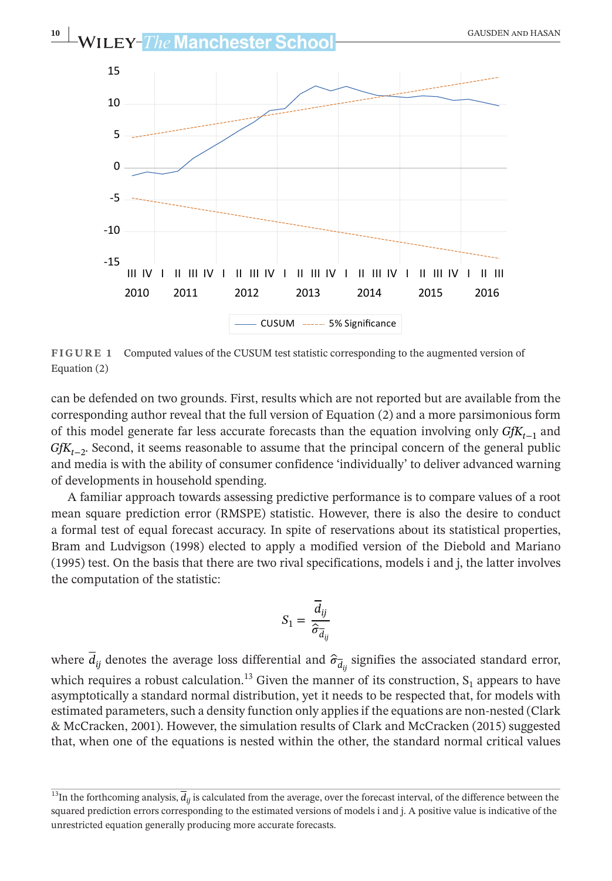**FIGURE 1** Computed values of the CUSUM test statistic corresponding to the augmented version of Equation (2)

can be defended on two grounds. First, results which are not reported but are available from the corresponding author reveal that the full version of Equation (2) and a more parsimonious form of this model generate far less accurate forecasts than the equation involving only $GfK_{t-1}$ and $GfK_{t-2}$. Second, it seems reasonable to assume that the principal concern of the general public and media is with the ability of consumer confidence 'individually' to deliver advanced warning of developments in household spending.

A familiar approach towards assessing predictive performance is to compare values of a root mean square prediction error (RMSPE) statistic. However, there is also the desire to conduct a formal test of equal forecast accuracy. In spite of reservations about its statistical properties, Bram and Ludvigson (1998) elected to apply a modified version of the Diebold and Mariano (1995) test. On the basis that there are two rival specifications, models i and j, the latter involves the computation of the statistic:

$$S_1 = \frac{\bar{d}_{ij}}{\hat{\sigma}_{\bar{d}_{ij}}}$$

where $\bar{d}_{ij}$ denotes the average loss differential and $\hat{\sigma}_{\bar{d}_{ij}}$ signifies the associated standard error, which requires a robust calculation.[13] Given the manner of its construction, $S_1$ appears to have asymptotically a standard normal distribution, yet it needs to be respected that, for models with estimated parameters, such a density function only applies if the equations are non-nested (Clark & McCracken, 2001). However, the simulation results of Clark and McCracken (2015) suggested that, when one of the equations is nested within the other, the standard normal critical values

[13] In the forthcoming analysis, $\bar{d}_{ij}$ is calculated from the average, over the forecast interval, of the difference between the squared prediction errors corresponding to the estimated versions of models i and j. A positive value is indicative of the unrestricted equation generally producing more accurate forecasts.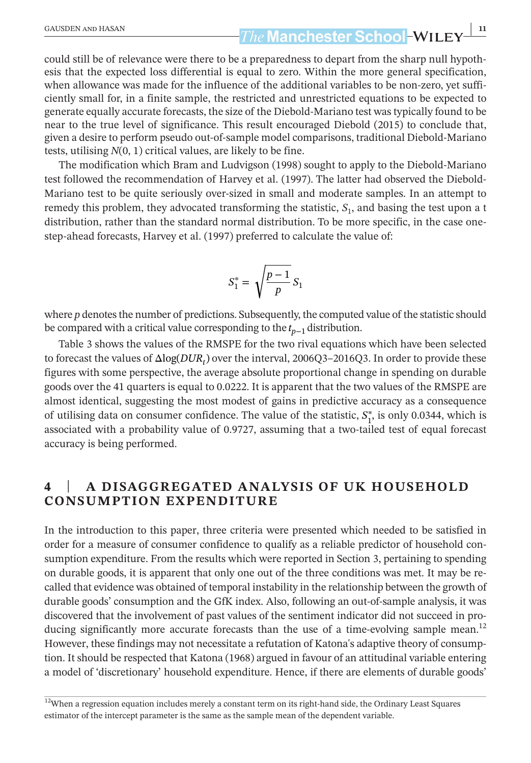could still be of relevance were there to be a preparedness to depart from the sharp null hypothesis that the expected loss differential is equal to zero. Within the more general specification, when allowance was made for the influence of the additional variables to be non-zero, yet sufficiently small for, in a finite sample, the restricted and unrestricted equations to be expected to generate equally accurate forecasts, the size of the Diebold-Mariano test was typically found to be near to the true level of significance. This result encouraged Diebold (2015) to conclude that, given a desire to perform pseudo out-of-sample model comparisons, traditional Diebold-Mariano tests, utilising $N(0, 1)$ critical values, are likely to be fine.

The modification which Bram and Ludvigson (1998) sought to apply to the Diebold-Mariano test followed the recommendation of Harvey et al. (1997). The latter had observed the Diebold-Mariano test to be quite seriously over-sized in small and moderate samples. In an attempt to remedy this problem, they advocated transforming the statistic, $S_1$, and basing the test upon a t distribution, rather than the standard normal distribution. To be more specific, in the case one-step-ahead forecasts, Harvey et al. (1997) preferred to calculate the value of:

$$S_1^* = \sqrt{\frac{p-1}{p}}\, S_1$$

where $p$ denotes the number of predictions. Subsequently, the computed value of the statistic should be compared with a critical value corresponding to the $t_{p-1}$ distribution.

Table 3 shows the values of the RMSPE for the two rival equations which have been selected to forecast the values of $\Delta\log(DUR_t)$ over the interval, 2006Q3–2016Q3. In order to provide these figures with some perspective, the average absolute proportional change in spending on durable goods over the 41 quarters is equal to 0.0222. It is apparent that the two values of the RMSPE are almost identical, suggesting the most modest of gains in predictive accuracy as a consequence of utilising data on consumer confidence. The value of the statistic, $S_1^*$, is only 0.0344, which is associated with a probability value of 0.9727, assuming that a two-tailed test of equal forecast accuracy is being performed.

## 4 | A DISAGGREGATED ANALYSIS OF UK HOUSEHOLD CONSUMPTION EXPENDITURE

In the introduction to this paper, three criteria were presented which needed to be satisfied in order for a measure of consumer confidence to qualify as a reliable predictor of household consumption expenditure. From the results which were reported in Section 3, pertaining to spending on durable goods, it is apparent that only one out of the three conditions was met. It may be recalled that evidence was obtained of temporal instability in the relationship between the growth of durable goods' consumption and the GfK index. Also, following an out-of-sample analysis, it was discovered that the involvement of past values of the sentiment indicator did not succeed in producing significantly more accurate forecasts than the use of a time-evolving sample mean.[12] However, these findings may not necessitate a refutation of Katona's adaptive theory of consumption. It should be respected that Katona (1968) argued in favour of an attitudinal variable entering a model of 'discretionary' household expenditure. Hence, if there are elements of durable goods'

[12] When a regression equation includes merely a constant term on its right-hand side, the Ordinary Least Squares estimator of the intercept parameter is the same as the sample mean of the dependent variable.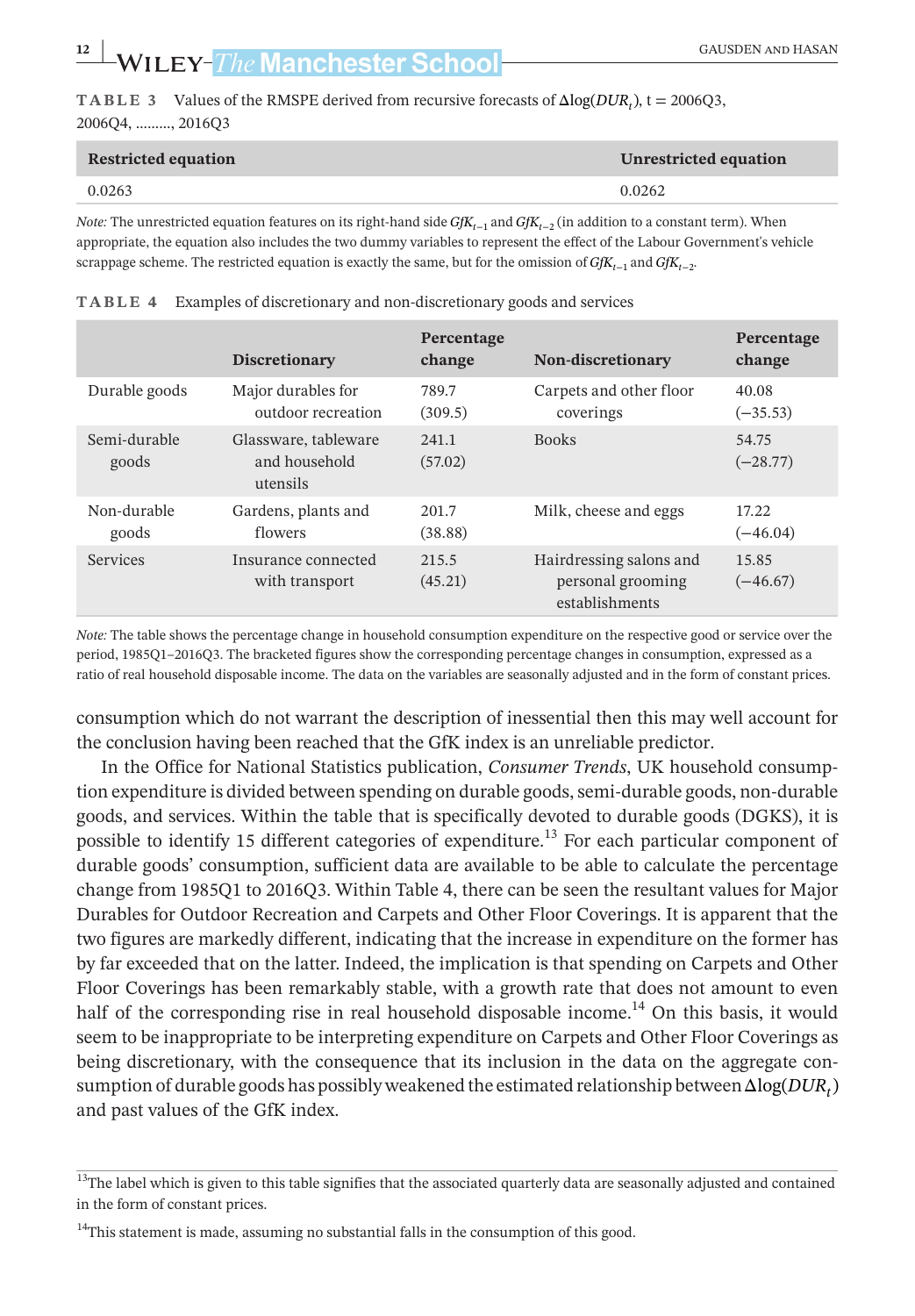**TABLE 3** Values of the RMSPE derived from recursive forecasts of $\Delta\log(DUR_t)$, t = 2006Q3, 2006Q4, ………, 2016Q3

| Restricted equation | Unrestricted equation |
|---|---|
| 0.0263 | 0.0262 |

*Note:* The unrestricted equation features on its right-hand side $GfK_{t-1}$ and $GfK_{t-2}$ (in addition to a constant term). When appropriate, the equation also includes the two dummy variables to represent the effect of the Labour Government's vehicle scrappage scheme. The restricted equation is exactly the same, but for the omission of $GfK_{t-1}$ and $GfK_{t-2}$.

**TABLE 4** Examples of discretionary and non-discretionary goods and services

| | Discretionary | Percentage change | Non-discretionary | Percentage change |
|---|---|---|---|---|
| Durable goods | Major durables for outdoor recreation | 789.7 (309.5) | Carpets and other floor coverings | 40.08 (−35.53) |
| Semi-durable goods | Glassware, tableware and household utensils | 241.1 (57.02) | Books | 54.75 (−28.77) |
| Non-durable goods | Gardens, plants and flowers | 201.7 (38.88) | Milk, cheese and eggs | 17.22 (−46.04) |
| Services | Insurance connected with transport | 215.5 (45.21) | Hairdressing salons and personal grooming establishments | 15.85 (−46.67) |

*Note:* The table shows the percentage change in household consumption expenditure on the respective good or service over the period, 1985Q1–2016Q3. The bracketed figures show the corresponding percentage changes in consumption, expressed as a ratio of real household disposable income. The data on the variables are seasonally adjusted and in the form of constant prices.

consumption which do not warrant the description of inessential then this may well account for the conclusion having been reached that the GfK index is an unreliable predictor.

In the Office for National Statistics publication, *Consumer Trends*, UK household consumption expenditure is divided between spending on durable goods, semi-durable goods, non-durable goods, and services. Within the table that is specifically devoted to durable goods (DGKS), it is possible to identify 15 different categories of expenditure.[13] For each particular component of durable goods' consumption, sufficient data are available to be able to calculate the percentage change from 1985Q1 to 2016Q3. Within Table 4, there can be seen the resultant values for Major Durables for Outdoor Recreation and Carpets and Other Floor Coverings. It is apparent that the two figures are markedly different, indicating that the increase in expenditure on the former has by far exceeded that on the latter. Indeed, the implication is that spending on Carpets and Other Floor Coverings has been remarkably stable, with a growth rate that does not amount to even half of the corresponding rise in real household disposable income.[14] On this basis, it would seem to be inappropriate to be interpreting expenditure on Carpets and Other Floor Coverings as being discretionary, with the consequence that its inclusion in the data on the aggregate consumption of durable goods has possibly weakened the estimated relationship between $\Delta\log(DUR_t)$ and past values of the GfK index.

[13]The label which is given to this table signifies that the associated quarterly data are seasonally adjusted and contained in the form of constant prices.

[14]This statement is made, assuming no substantial falls in the consumption of this good.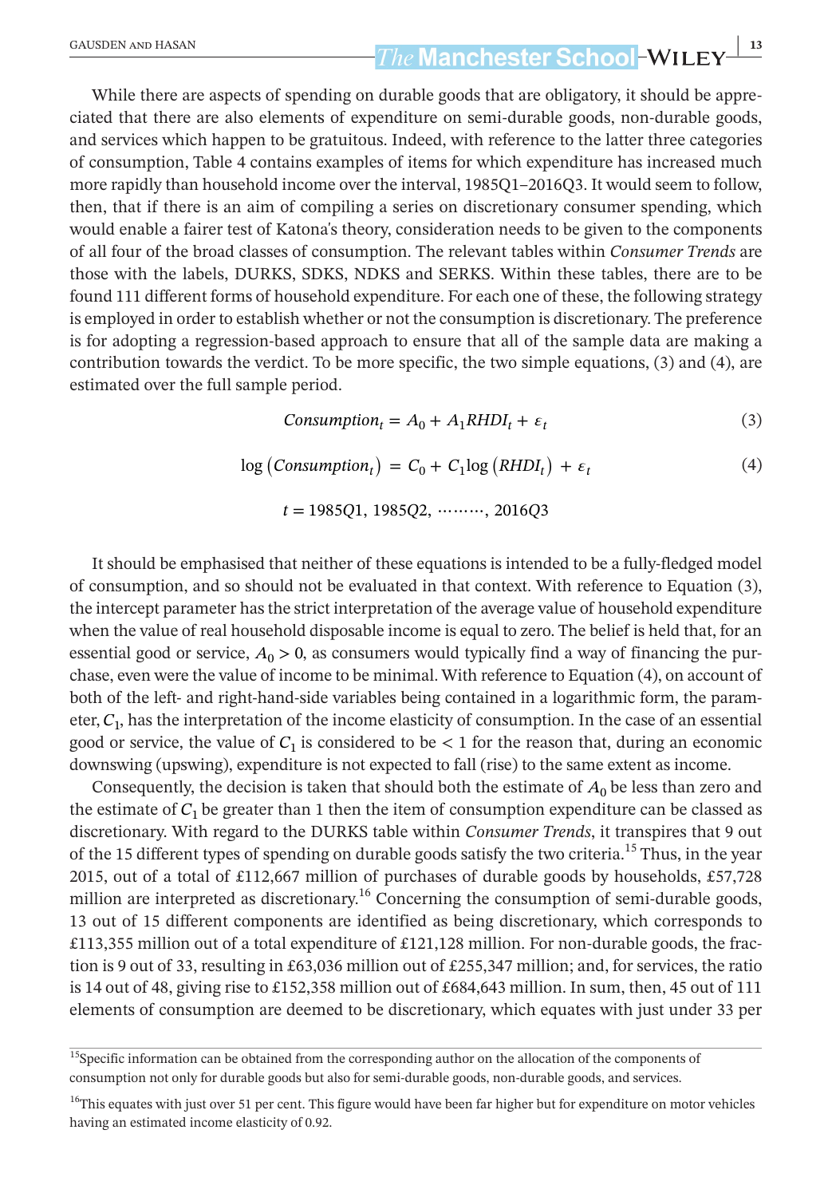While there are aspects of spending on durable goods that are obligatory, it should be appreciated that there are also elements of expenditure on semi-durable goods, non-durable goods, and services which happen to be gratuitous. Indeed, with reference to the latter three categories of consumption, Table 4 contains examples of items for which expenditure has increased much more rapidly than household income over the interval, 1985Q1–2016Q3. It would seem to follow, then, that if there is an aim of compiling a series on discretionary consumer spending, which would enable a fairer test of Katona's theory, consideration needs to be given to the components of all four of the broad classes of consumption. The relevant tables within *Consumer Trends* are those with the labels, DURKS, SDKS, NDKS and SERKS. Within these tables, there are to be found 111 different forms of household expenditure. For each one of these, the following strategy is employed in order to establish whether or not the consumption is discretionary. The preference is for adopting a regression-based approach to ensure that all of the sample data are making a contribution towards the verdict. To be more specific, the two simple equations, (3) and (4), are estimated over the full sample period.

$$Consumption_t = A_0 + A_1 RHDI_t + \varepsilon_t \tag{3}$$

$$\log\left(Consumption_t\right) = C_0 + C_1 \log\left(RHDI_t\right) + \varepsilon_t \tag{4}$$

$$t = 1985Q1,\ 1985Q2,\ \cdots\cdots\cdots,\ 2016Q3$$

It should be emphasised that neither of these equations is intended to be a fully-fledged model of consumption, and so should not be evaluated in that context. With reference to Equation (3), the intercept parameter has the strict interpretation of the average value of household expenditure when the value of real household disposable income is equal to zero. The belief is held that, for an essential good or service, $A_0 > 0$, as consumers would typically find a way of financing the purchase, even were the value of income to be minimal. With reference to Equation (4), on account of both of the left- and right-hand-side variables being contained in a logarithmic form, the parameter, $C_1$, has the interpretation of the income elasticity of consumption. In the case of an essential good or service, the value of $C_1$ is considered to be $< 1$ for the reason that, during an economic downswing (upswing), expenditure is not expected to fall (rise) to the same extent as income.

Consequently, the decision is taken that should both the estimate of $A_0$ be less than zero and the estimate of $C_1$ be greater than 1 then the item of consumption expenditure can be classed as discretionary. With regard to the DURKS table within *Consumer Trends*, it transpires that 9 out of the 15 different types of spending on durable goods satisfy the two criteria.[15] Thus, in the year 2015, out of a total of £112,667 million of purchases of durable goods by households, £57,728 million are interpreted as discretionary.[16] Concerning the consumption of semi-durable goods, 13 out of 15 different components are identified as being discretionary, which corresponds to £113,355 million out of a total expenditure of £121,128 million. For non-durable goods, the fraction is 9 out of 33, resulting in £63,036 million out of £255,347 million; and, for services, the ratio is 14 out of 48, giving rise to £152,358 million out of £684,643 million. In sum, then, 45 out of 111 elements of consumption are deemed to be discretionary, which equates with just under 33 per

---

[15] Specific information can be obtained from the corresponding author on the allocation of the components of consumption not only for durable goods but also for semi-durable goods, non-durable goods, and services.

[16] This equates with just over 51 per cent. This figure would have been far higher but for expenditure on motor vehicles having an estimated income elasticity of 0.92.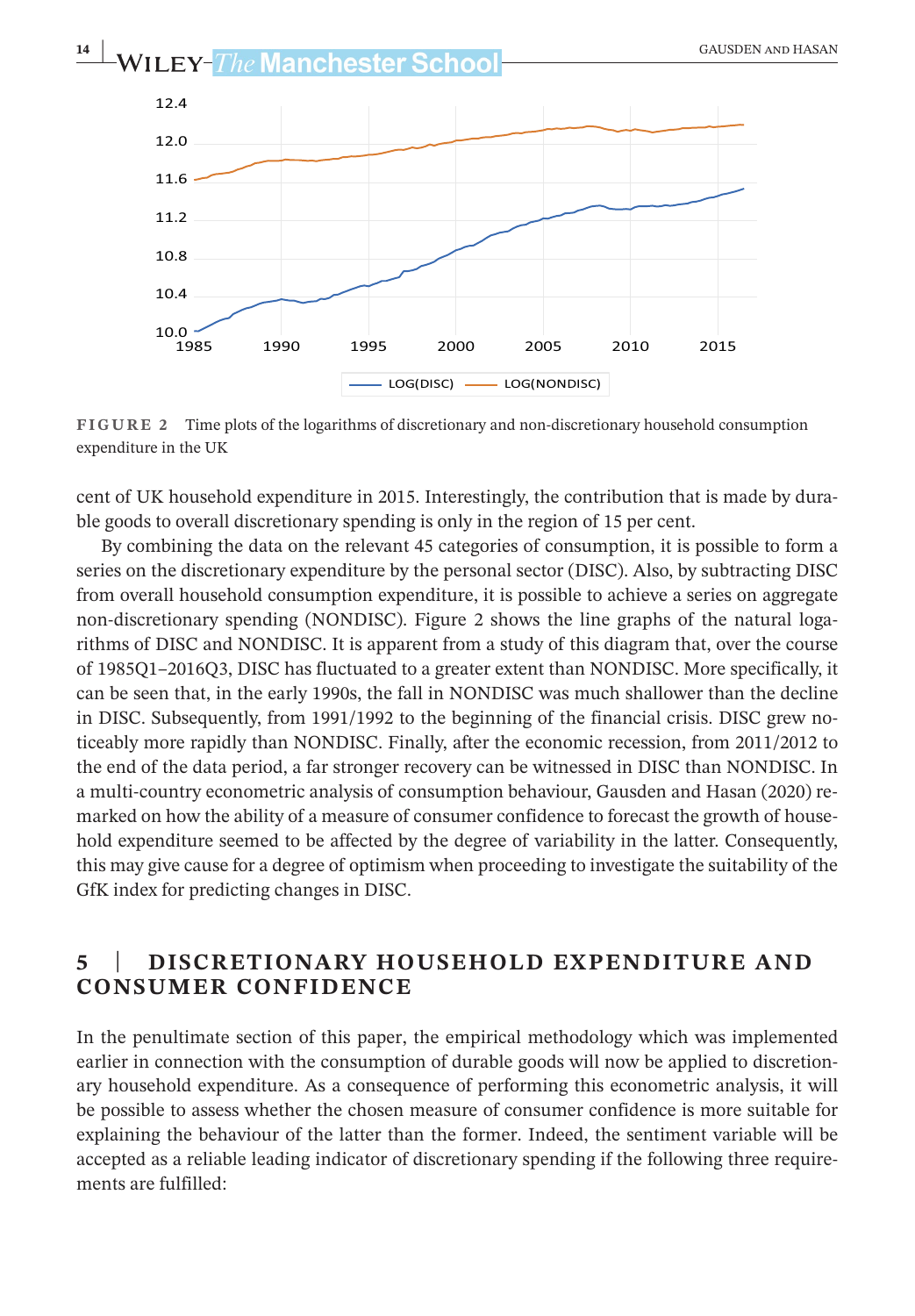**FIGURE 2** Time plots of the logarithms of discretionary and non-discretionary household consumption expenditure in the UK

cent of UK household expenditure in 2015. Interestingly, the contribution that is made by durable goods to overall discretionary spending is only in the region of 15 per cent.

By combining the data on the relevant 45 categories of consumption, it is possible to form a series on the discretionary expenditure by the personal sector (DISC). Also, by subtracting DISC from overall household consumption expenditure, it is possible to achieve a series on aggregate non-discretionary spending (NONDISC). Figure 2 shows the line graphs of the natural logarithms of DISC and NONDISC. It is apparent from a study of this diagram that, over the course of 1985Q1–2016Q3, DISC has fluctuated to a greater extent than NONDISC. More specifically, it can be seen that, in the early 1990s, the fall in NONDISC was much shallower than the decline in DISC. Subsequently, from 1991/1992 to the beginning of the financial crisis. DISC grew noticeably more rapidly than NONDISC. Finally, after the economic recession, from 2011/2012 to the end of the data period, a far stronger recovery can be witnessed in DISC than NONDISC. In a multi-country econometric analysis of consumption behaviour, Gausden and Hasan (2020) remarked on how the ability of a measure of consumer confidence to forecast the growth of household expenditure seemed to be affected by the degree of variability in the latter. Consequently, this may give cause for a degree of optimism when proceeding to investigate the suitability of the GfK index for predicting changes in DISC.

## 5 | DISCRETIONARY HOUSEHOLD EXPENDITURE AND CONSUMER CONFIDENCE

In the penultimate section of this paper, the empirical methodology which was implemented earlier in connection with the consumption of durable goods will now be applied to discretionary household expenditure. As a consequence of performing this econometric analysis, it will be possible to assess whether the chosen measure of consumer confidence is more suitable for explaining the behaviour of the latter than the former. Indeed, the sentiment variable will be accepted as a reliable leading indicator of discretionary spending if the following three requirements are fulfilled: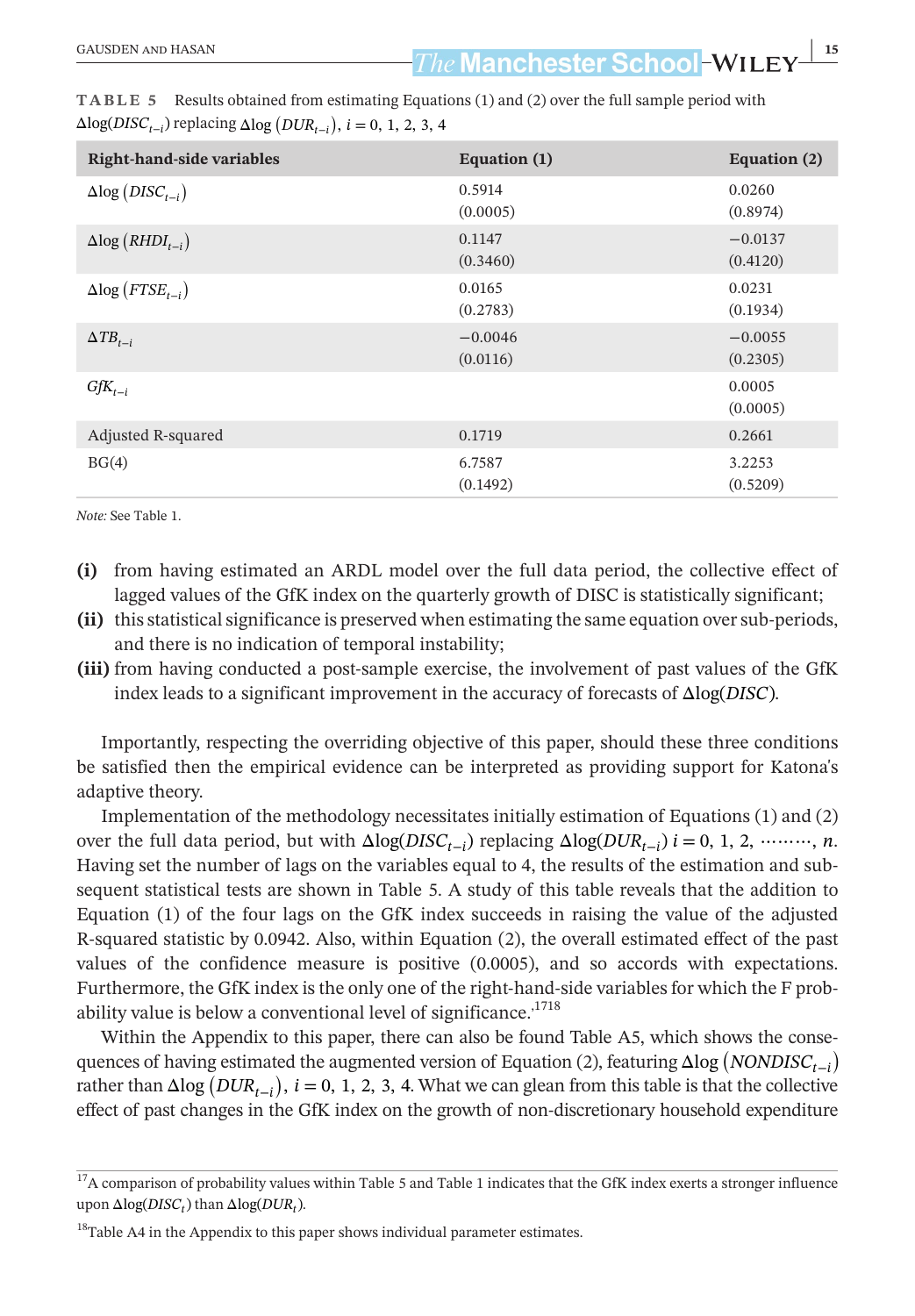**TABLE 5** Results obtained from estimating Equations (1) and (2) over the full sample period with $\Delta\log(DISC_{t-i})$ replacing $\Delta\log(DUR_{t-i})$, $i = 0, 1, 2, 3, 4$

| Right-hand-side variables | Equation (1) | Equation (2) |
|---|---|---|
| $\Delta\log(DISC_{t-i})$ | 0.5914<br>(0.0005) | 0.0260<br>(0.8974) |
| $\Delta\log(RHDI_{t-i})$ | 0.1147<br>(0.3460) | −0.0137<br>(0.4120) |
| $\Delta\log(FTSE_{t-i})$ | 0.0165<br>(0.2783) | 0.0231<br>(0.1934) |
| $\Delta TB_{t-i}$ | −0.0046<br>(0.0116) | −0.0055<br>(0.2305) |
| $GfK_{t-i}$ | | 0.0005<br>(0.0005) |
| Adjusted R-squared | 0.1719 | 0.2661 |
| BG(4) | 6.7587<br>(0.1492) | 3.2253<br>(0.5209) |

*Note:* See Table 1.

**(i)** from having estimated an ARDL model over the full data period, the collective effect of lagged values of the GfK index on the quarterly growth of DISC is statistically significant;

**(ii)** this statistical significance is preserved when estimating the same equation over sub-periods, and there is no indication of temporal instability;

**(iii)** from having conducted a post-sample exercise, the involvement of past values of the GfK index leads to a significant improvement in the accuracy of forecasts of $\Delta\log(DISC)$.

Importantly, respecting the overriding objective of this paper, should these three conditions be satisfied then the empirical evidence can be interpreted as providing support for Katona's adaptive theory.

Implementation of the methodology necessitates initially estimation of Equations (1) and (2) over the full data period, but with $\Delta\log(DISC_{t-i})$ replacing $\Delta\log(DUR_{t-i})$ $i = 0, 1, 2, \cdots\cdots\cdots, n$. Having set the number of lags on the variables equal to 4, the results of the estimation and subsequent statistical tests are shown in Table 5. A study of this table reveals that the addition to Equation (1) of the four lags on the GfK index succeeds in raising the value of the adjusted R-squared statistic by 0.0942. Also, within Equation (2), the overall estimated effect of the past values of the confidence measure is positive (0.0005), and so accords with expectations. Furthermore, the GfK index is the only one of the right-hand-side variables for which the F probability value is below a conventional level of significance.[17,18]

Within the Appendix to this paper, there can also be found Table A5, which shows the consequences of having estimated the augmented version of Equation (2), featuring $\Delta\log(NONDISC_{t-i})$ rather than $\Delta\log(DUR_{t-i})$, $i = 0, 1, 2, 3, 4$. What we can glean from this table is that the collective effect of past changes in the GfK index on the growth of non-discretionary household expenditure

[17] A comparison of probability values within Table 5 and Table 1 indicates that the GfK index exerts a stronger influence upon $\Delta\log(DISC_t)$ than $\Delta\log(DUR_t)$.

[18] Table A4 in the Appendix to this paper shows individual parameter estimates.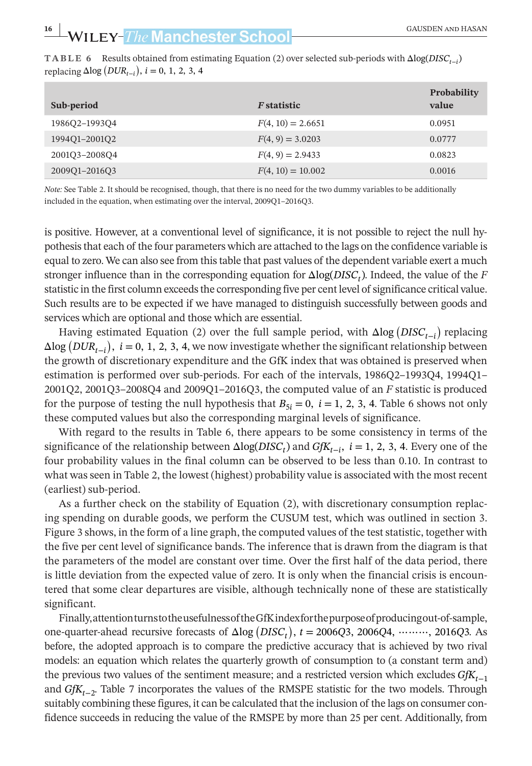**TABLE 6** Results obtained from estimating Equation (2) over selected sub-periods with $\Delta\log(DISC_{t-i})$ replacing $\Delta\log(DUR_{t-i})$, $i = 0, 1, 2, 3, 4$

| Sub-period | *F* statistic | Probability value |
|---|---|---|
| 1986Q2–1993Q4 | $F(4, 10) = 2.6651$ | 0.0951 |
| 1994Q1–2001Q2 | $F(4, 9) = 3.0203$ | 0.0777 |
| 2001Q3–2008Q4 | $F(4, 9) = 2.9433$ | 0.0823 |
| 2009Q1–2016Q3 | $F(4, 10) = 10.002$ | 0.0016 |

*Note:* See Table 2. It should be recognised, though, that there is no need for the two dummy variables to be additionally included in the equation, when estimating over the interval, 2009Q1–2016Q3.

is positive. However, at a conventional level of significance, it is not possible to reject the null hypothesis that each of the four parameters which are attached to the lags on the confidence variable is equal to zero. We can also see from this table that past values of the dependent variable exert a much stronger influence than in the corresponding equation for $\Delta\log(DISC_t)$. Indeed, the value of the *F* statistic in the first column exceeds the corresponding five per cent level of significance critical value. Such results are to be expected if we have managed to distinguish successfully between goods and services which are optional and those which are essential.

Having estimated Equation (2) over the full sample period, with $\Delta\log\left(DISC_{t-i}\right)$ replacing $\Delta\log\left(DUR_{t-i}\right)$, $i = 0, 1, 2, 3, 4$, we now investigate whether the significant relationship between the growth of discretionary expenditure and the GfK index that was obtained is preserved when estimation is performed over sub-periods. For each of the intervals, 1986Q2–1993Q4, 1994Q1–2001Q2, 2001Q3–2008Q4 and 2009Q1–2016Q3, the computed value of an *F* statistic is produced for the purpose of testing the null hypothesis that $B_{5i} = 0,\ i = 1, 2, 3, 4$. Table 6 shows not only these computed values but also the corresponding marginal levels of significance.

With regard to the results in Table 6, there appears to be some consistency in terms of the significance of the relationship between $\Delta\log(DISC_t)$ and $GfK_{t-i},\ i = 1, 2, 3, 4$. Every one of the four probability values in the final column can be observed to be less than 0.10. In contrast to what was seen in Table 2, the lowest (highest) probability value is associated with the most recent (earliest) sub-period.

As a further check on the stability of Equation (2), with discretionary consumption replacing spending on durable goods, we perform the CUSUM test, which was outlined in section 3. Figure 3 shows, in the form of a line graph, the computed values of the test statistic, together with the five per cent level of significance bands. The inference that is drawn from the diagram is that the parameters of the model are constant over time. Over the first half of the data period, there is little deviation from the expected value of zero. It is only when the financial crisis is encountered that some clear departures are visible, although technically none of these are statistically significant.

Finally, attention turns to the usefulness of the GfK index for the purpose of producing out-of-sample, one-quarter-ahead recursive forecasts of $\Delta\log\left(DISC_t\right)$, $t = 2006Q3, 2006Q4, \cdots\cdots, 2016Q3$. As before, the adopted approach is to compare the predictive accuracy that is achieved by two rival models: an equation which relates the quarterly growth of consumption to (a constant term and) the previous two values of the sentiment measure; and a restricted version which excludes $GfK_{t-1}$ and $GfK_{t-2}$. Table 7 incorporates the values of the RMSPE statistic for the two models. Through suitably combining these figures, it can be calculated that the inclusion of the lags on consumer confidence succeeds in reducing the value of the RMSPE by more than 25 per cent. Additionally, from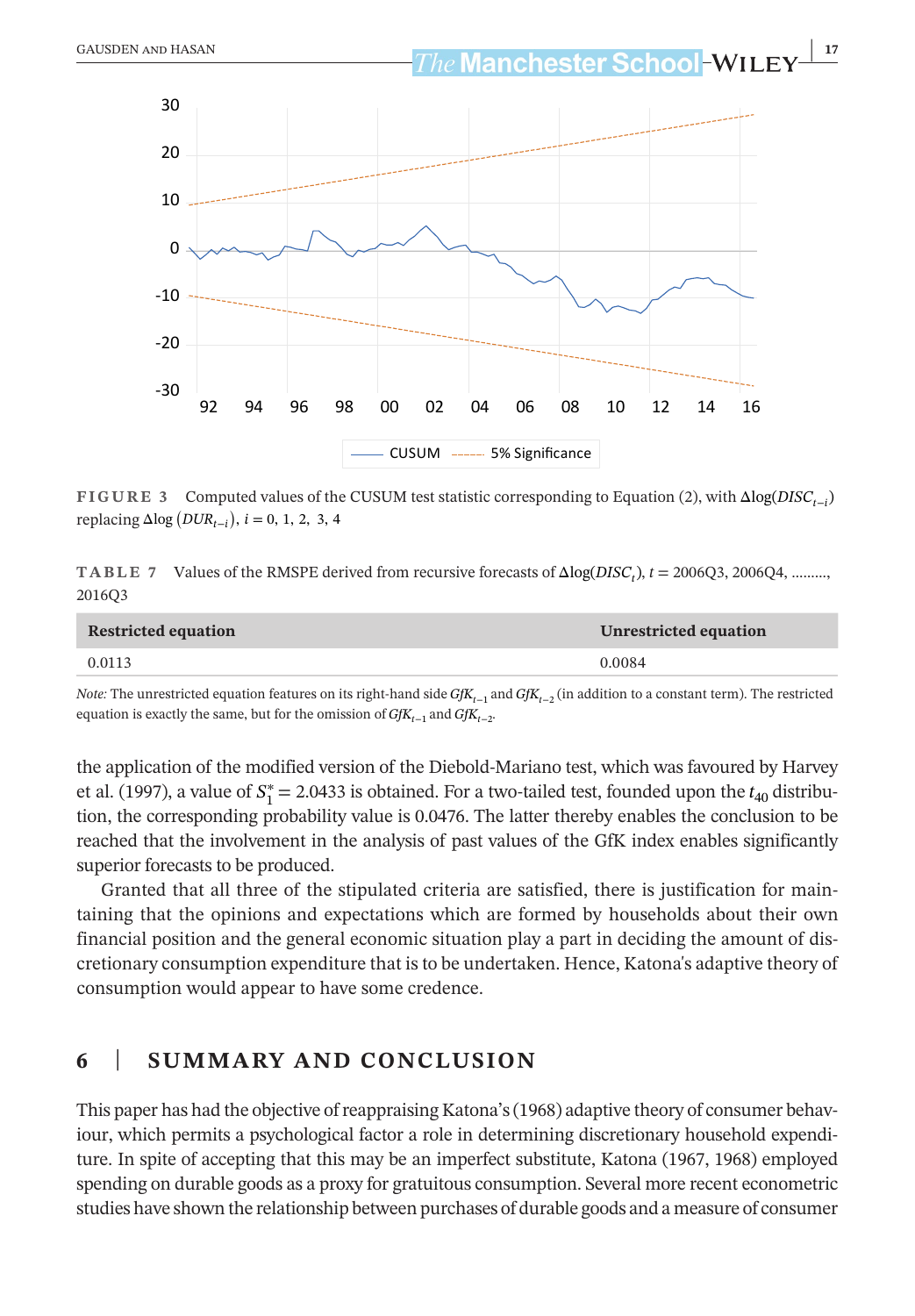FIGURE 3 Computed values of the CUSUM test statistic corresponding to Equation (2), with $\Delta\log(DISC_{t-i})$ replacing $\Delta\log(DUR_{t-i})$, $i = 0, 1, 2, 3, 4$

TABLE 7 Values of the RMSPE derived from recursive forecasts of $\Delta\log(DISC_t)$, $t$ = 2006Q3, 2006Q4, ........., 2016Q3

| Restricted equation | Unrestricted equation |
|---|---|
| 0.0113 | 0.0084 |

*Note:* The unrestricted equation features on its right-hand side $GfK_{t-1}$ and $GfK_{t-2}$ (in addition to a constant term). The restricted equation is exactly the same, but for the omission of $GfK_{t-1}$ and $GfK_{t-2}$.

the application of the modified version of the Diebold-Mariano test, which was favoured by Harvey et al. (1997), a value of $S_1^* = 2.0433$ is obtained. For a two-tailed test, founded upon the $t_{40}$ distribution, the corresponding probability value is 0.0476. The latter thereby enables the conclusion to be reached that the involvement in the analysis of past values of the GfK index enables significantly superior forecasts to be produced.

Granted that all three of the stipulated criteria are satisfied, there is justification for maintaining that the opinions and expectations which are formed by households about their own financial position and the general economic situation play a part in deciding the amount of discretionary consumption expenditure that is to be undertaken. Hence, Katona's adaptive theory of consumption would appear to have some credence.

## 6 | SUMMARY AND CONCLUSION

This paper has had the objective of reappraising Katona's (1968) adaptive theory of consumer behaviour, which permits a psychological factor a role in determining discretionary household expenditure. In spite of accepting that this may be an imperfect substitute, Katona (1967, 1968) employed spending on durable goods as a proxy for gratuitous consumption. Several more recent econometric studies have shown the relationship between purchases of durable goods and a measure of consumer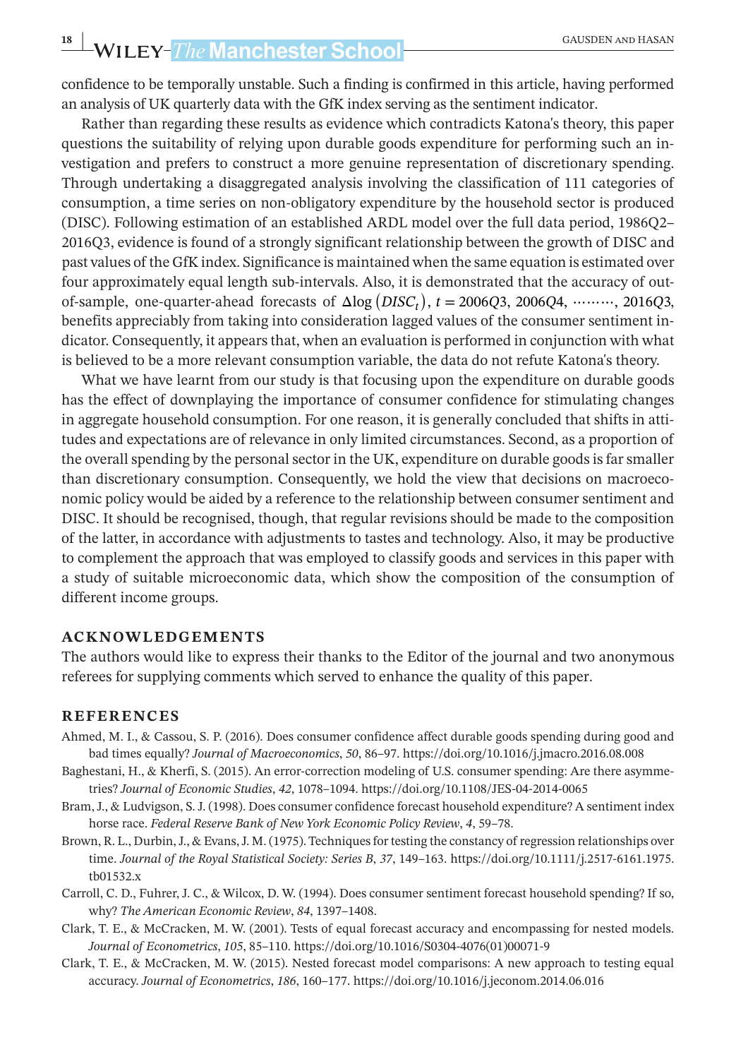confidence to be temporally unstable. Such a finding is confirmed in this article, having performed an analysis of UK quarterly data with the GfK index serving as the sentiment indicator.

Rather than regarding these results as evidence which contradicts Katona's theory, this paper questions the suitability of relying upon durable goods expenditure for performing such an investigation and prefers to construct a more genuine representation of discretionary spending. Through undertaking a disaggregated analysis involving the classification of 111 categories of consumption, a time series on non-obligatory expenditure by the household sector is produced (DISC). Following estimation of an established ARDL model over the full data period, 1986Q2–2016Q3, evidence is found of a strongly significant relationship between the growth of DISC and past values of the GfK index. Significance is maintained when the same equation is estimated over four approximately equal length sub-intervals. Also, it is demonstrated that the accuracy of out-of-sample, one-quarter-ahead forecasts of $\Delta \log (DISC_t)$, $t = 2006Q3, 2006Q4, \cdots\cdots, 2016Q3$, benefits appreciably from taking into consideration lagged values of the consumer sentiment indicator. Consequently, it appears that, when an evaluation is performed in conjunction with what is believed to be a more relevant consumption variable, the data do not refute Katona's theory.

What we have learnt from our study is that focusing upon the expenditure on durable goods has the effect of downplaying the importance of consumer confidence for stimulating changes in aggregate household consumption. For one reason, it is generally concluded that shifts in attitudes and expectations are of relevance in only limited circumstances. Second, as a proportion of the overall spending by the personal sector in the UK, expenditure on durable goods is far smaller than discretionary consumption. Consequently, we hold the view that decisions on macroeconomic policy would be aided by a reference to the relationship between consumer sentiment and DISC. It should be recognised, though, that regular revisions should be made to the composition of the latter, in accordance with adjustments to tastes and technology. Also, it may be productive to complement the approach that was employed to classify goods and services in this paper with a study of suitable microeconomic data, which show the composition of the consumption of different income groups.

## ACKNOWLEDGEMENTS

The authors would like to express their thanks to the Editor of the journal and two anonymous referees for supplying comments which served to enhance the quality of this paper.

## REFERENCES

Ahmed, M. I., & Cassou, S. P. (2016). Does consumer confidence affect durable goods spending during good and bad times equally? *Journal of Macroeconomics*, *50*, 86–97. https://doi.org/10.1016/j.jmacro.2016.08.008

Baghestani, H., & Kherfi, S. (2015). An error-correction modeling of U.S. consumer spending: Are there asymmetries? *Journal of Economic Studies*, *42*, 1078–1094. https://doi.org/10.1108/JES-04-2014-0065

Bram, J., & Ludvigson, S. J. (1998). Does consumer confidence forecast household expenditure? A sentiment index horse race. *Federal Reserve Bank of New York Economic Policy Review*, *4*, 59–78.

Brown, R. L., Durbin, J., & Evans, J. M. (1975). Techniques for testing the constancy of regression relationships over time. *Journal of the Royal Statistical Society: Series B*, *37*, 149–163. https://doi.org/10.1111/j.2517-6161.1975.tb01532.x

Carroll, C. D., Fuhrer, J. C., & Wilcox, D. W. (1994). Does consumer sentiment forecast household spending? If so, why? *The American Economic Review*, *84*, 1397–1408.

Clark, T. E., & McCracken, M. W. (2001). Tests of equal forecast accuracy and encompassing for nested models. *Journal of Econometrics*, *105*, 85–110. https://doi.org/10.1016/S0304-4076(01)00071-9

Clark, T. E., & McCracken, M. W. (2015). Nested forecast model comparisons: A new approach to testing equal accuracy. *Journal of Econometrics*, *186*, 160–177. https://doi.org/10.1016/j.jeconom.2014.06.016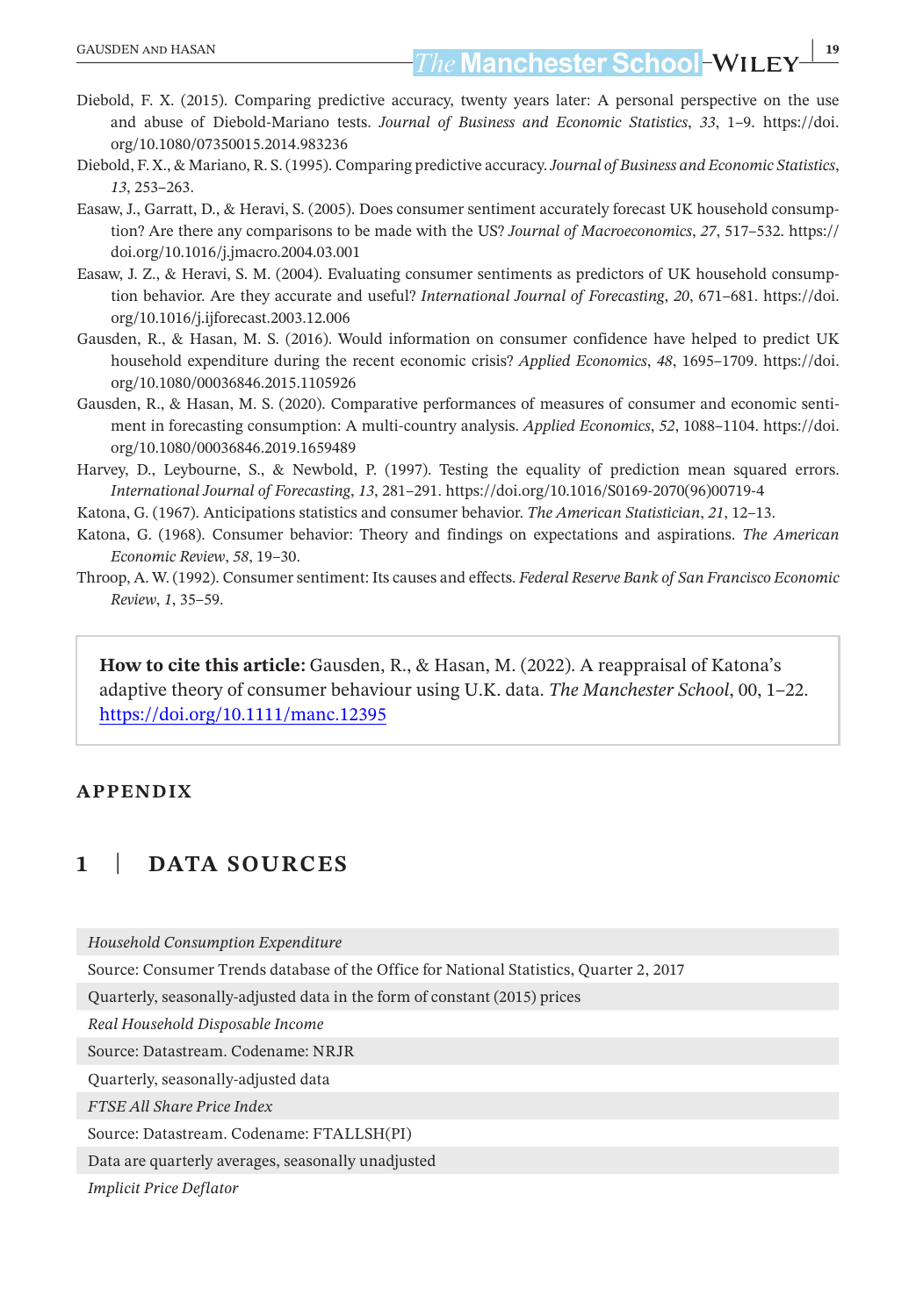Diebold, F. X. (2015). Comparing predictive accuracy, twenty years later: A personal perspective on the use and abuse of Diebold-Mariano tests. *Journal of Business and Economic Statistics*, *33*, 1–9. https://doi.org/10.1080/07350015.2014.983236

Diebold, F. X., & Mariano, R. S. (1995). Comparing predictive accuracy. *Journal of Business and Economic Statistics*, *13*, 253–263.

Easaw, J., Garratt, D., & Heravi, S. (2005). Does consumer sentiment accurately forecast UK household consumption? Are there any comparisons to be made with the US? *Journal of Macroeconomics*, *27*, 517–532. https://doi.org/10.1016/j.jmacro.2004.03.001

Easaw, J. Z., & Heravi, S. M. (2004). Evaluating consumer sentiments as predictors of UK household consumption behavior. Are they accurate and useful? *International Journal of Forecasting*, *20*, 671–681. https://doi.org/10.1016/j.ijforecast.2003.12.006

Gausden, R., & Hasan, M. S. (2016). Would information on consumer confidence have helped to predict UK household expenditure during the recent economic crisis? *Applied Economics*, *48*, 1695–1709. https://doi.org/10.1080/00036846.2015.1105926

Gausden, R., & Hasan, M. S. (2020). Comparative performances of measures of consumer and economic sentiment in forecasting consumption: A multi-country analysis. *Applied Economics*, *52*, 1088–1104. https://doi.org/10.1080/00036846.2019.1659489

Harvey, D., Leybourne, S., & Newbold, P. (1997). Testing the equality of prediction mean squared errors. *International Journal of Forecasting*, *13*, 281–291. https://doi.org/10.1016/S0169-2070(96)00719-4

Katona, G. (1967). Anticipations statistics and consumer behavior. *The American Statistician*, *21*, 12–13.

Katona, G. (1968). Consumer behavior: Theory and findings on expectations and aspirations. *The American Economic Review*, *58*, 19–30.

Throop, A. W. (1992). Consumer sentiment: Its causes and effects. *Federal Reserve Bank of San Francisco Economic Review*, *1*, 35–59.

**How to cite this article:** Gausden, R., & Hasan, M. (2022). A reappraisal of Katona's adaptive theory of consumer behaviour using U.K. data. *The Manchester School*, 00, 1–22. https://doi.org/10.1111/manc.12395

## APPENDIX

## 1 | DATA SOURCES

| *Household Consumption Expenditure* |
|---|
| Source: Consumer Trends database of the Office for National Statistics, Quarter 2, 2017 |
| Quarterly, seasonally-adjusted data in the form of constant (2015) prices |
| *Real Household Disposable Income* |
| Source: Datastream. Codename: NRJR |
| Quarterly, seasonally-adjusted data |
| *FTSE All Share Price Index* |
| Source: Datastream. Codename: FTALLSH(PI) |
| Data are quarterly averages, seasonally unadjusted |
| *Implicit Price Deflator* |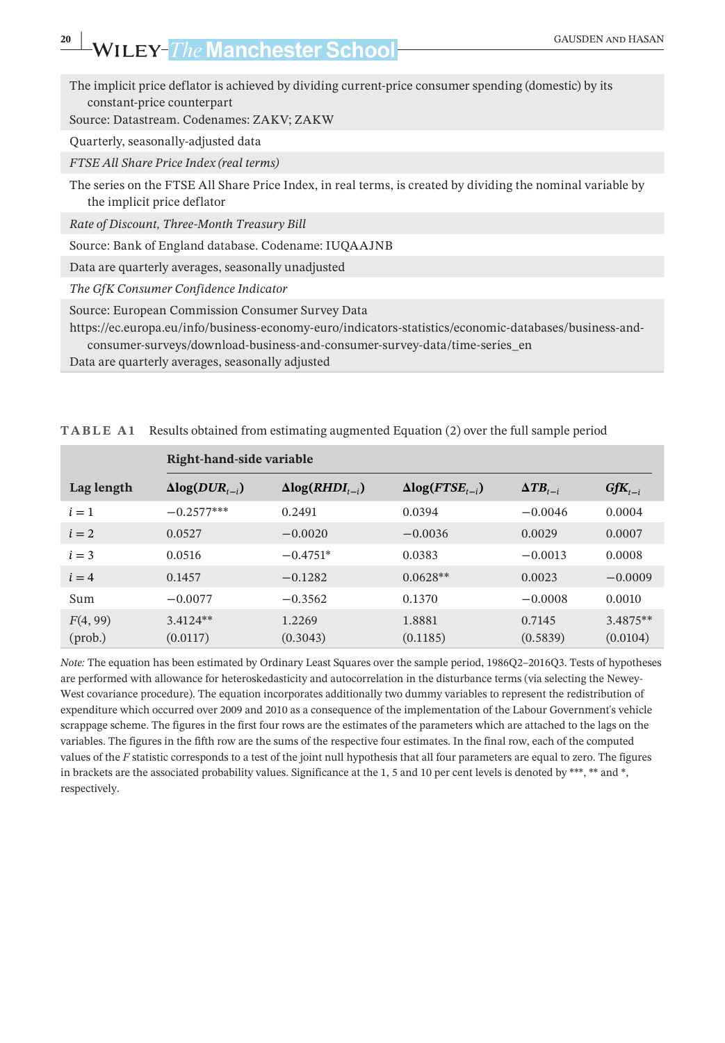The implicit price deflator is achieved by dividing current-price consumer spending (domestic) by its constant-price counterpart

Source: Datastream. Codenames: ZAKV; ZAKW

Quarterly, seasonally-adjusted data

*FTSE All Share Price Index (real terms)*

The series on the FTSE All Share Price Index, in real terms, is created by dividing the nominal variable by the implicit price deflator

*Rate of Discount, Three-Month Treasury Bill*

Source: Bank of England database. Codename: IUQAAJNB

Data are quarterly averages, seasonally unadjusted

*The GfK Consumer Confidence Indicator*

Source: European Commission Consumer Survey Data https://ec.europa.eu/info/business-economy-euro/indicators-statistics/economic-databases/business-and-consumer-surveys/download-business-and-consumer-survey-data/time-series_en

Data are quarterly averages, seasonally adjusted

**TABLE A1** Results obtained from estimating augmented Equation (2) over the full sample period

| | **Right-hand-side variable** | | | | |
|---|---|---|---|---|---|
| **Lag length** | $\Delta\log(DUR_{t-i})$ | $\Delta\log(RHDI_{t-i})$ | $\Delta\log(FTSE_{t-i})$ | $\Delta TB_{t-i}$ | $GfK_{t-i}$ |
| $i = 1$ | −0.2577*** | 0.2491 | 0.0394 | −0.0046 | 0.0004 |
| $i = 2$ | 0.0527 | −0.0020 | −0.0036 | 0.0029 | 0.0007 |
| $i = 3$ | 0.0516 | −0.4751* | 0.0383 | −0.0013 | 0.0008 |
| $i = 4$ | 0.1457 | −0.1282 | 0.0628** | 0.0023 | −0.0009 |
| Sum | −0.0077 | −0.3562 | 0.1370 | −0.0008 | 0.0010 |
| $F(4, 99)$ (prob.) | 3.4124** (0.0117) | 1.2269 (0.3043) | 1.8881 (0.1185) | 0.7145 (0.5839) | 3.4875** (0.0104) |

*Note:* The equation has been estimated by Ordinary Least Squares over the sample period, 1986Q2–2016Q3. Tests of hypotheses are performed with allowance for heteroskedasticity and autocorrelation in the disturbance terms (via selecting the Newey-West covariance procedure). The equation incorporates additionally two dummy variables to represent the redistribution of expenditure which occurred over 2009 and 2010 as a consequence of the implementation of the Labour Government's vehicle scrappage scheme. The figures in the first four rows are the estimates of the parameters which are attached to the lags on the variables. The figures in the fifth row are the sums of the respective four estimates. In the final row, each of the computed values of the $F$ statistic corresponds to a test of the joint null hypothesis that all four parameters are equal to zero. The figures in brackets are the associated probability values. Significance at the 1, 5 and 10 per cent levels is denoted by ***, ** and *, respectively.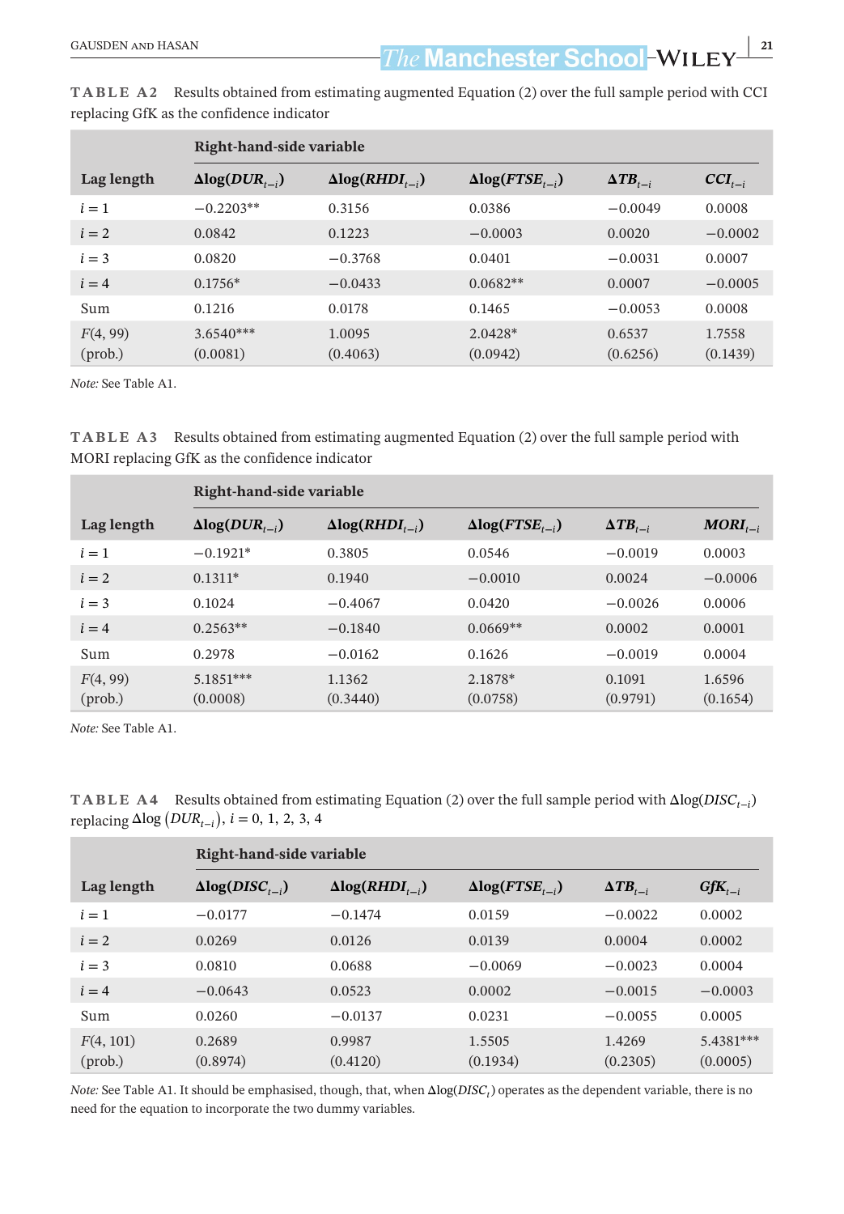**TABLE A2** Results obtained from estimating augmented Equation (2) over the full sample period with CCI replacing GfK as the confidence indicator

| | Right-hand-side variable | | | | |
|---|---|---|---|---|---|
| Lag length | $\Delta\log(DUR_{t-i})$ | $\Delta\log(RHDI_{t-i})$ | $\Delta\log(FTSE_{t-i})$ | $\Delta TB_{t-i}$ | $CCI_{t-i}$ |
| $i = 1$ | −0.2203** | 0.3156 | 0.0386 | −0.0049 | 0.0008 |
| $i = 2$ | 0.0842 | 0.1223 | −0.0003 | 0.0020 | −0.0002 |
| $i = 3$ | 0.0820 | −0.3768 | 0.0401 | −0.0031 | 0.0007 |
| $i = 4$ | 0.1756* | −0.0433 | 0.0682** | 0.0007 | −0.0005 |
| Sum | 0.1216 | 0.0178 | 0.1465 | −0.0053 | 0.0008 |
| $F(4, 99)$ | 3.6540*** | 1.0095 | 2.0428* | 0.6537 | 1.7558 |
| (prob.) | (0.0081) | (0.4063) | (0.0942) | (0.6256) | (0.1439) |

*Note:* See Table A1.

**TABLE A3** Results obtained from estimating augmented Equation (2) over the full sample period with MORI replacing GfK as the confidence indicator

| | Right-hand-side variable | | | | |
|---|---|---|---|---|---|
| Lag length | $\Delta\log(DUR_{t-i})$ | $\Delta\log(RHDI_{t-i})$ | $\Delta\log(FTSE_{t-i})$ | $\Delta TB_{t-i}$ | $MORI_{t-i}$ |
| $i = 1$ | −0.1921* | 0.3805 | 0.0546 | −0.0019 | 0.0003 |
| $i = 2$ | 0.1311* | 0.1940 | −0.0010 | 0.0024 | −0.0006 |
| $i = 3$ | 0.1024 | −0.4067 | 0.0420 | −0.0026 | 0.0006 |
| $i = 4$ | 0.2563** | −0.1840 | 0.0669** | 0.0002 | 0.0001 |
| Sum | 0.2978 | −0.0162 | 0.1626 | −0.0019 | 0.0004 |
| $F(4, 99)$ | 5.1851*** | 1.1362 | 2.1878* | 0.1091 | 1.6596 |
| (prob.) | (0.0008) | (0.3440) | (0.0758) | (0.9791) | (0.1654) |

*Note:* See Table A1.

**TABLE A4** Results obtained from estimating Equation (2) over the full sample period with $\Delta\log(DISC_{t-i})$ replacing $\Delta\log(DUR_{t-i})$, $i = 0, 1, 2, 3, 4$

| | Right-hand-side variable | | | | |
|---|---|---|---|---|---|
| Lag length | $\Delta\log(DISC_{t-i})$ | $\Delta\log(RHDI_{t-i})$ | $\Delta\log(FTSE_{t-i})$ | $\Delta TB_{t-i}$ | $GfK_{t-i}$ |
| $i = 1$ | −0.0177 | −0.1474 | 0.0159 | −0.0022 | 0.0002 |
| $i = 2$ | 0.0269 | 0.0126 | 0.0139 | 0.0004 | 0.0002 |
| $i = 3$ | 0.0810 | 0.0688 | −0.0069 | −0.0023 | 0.0004 |
| $i = 4$ | −0.0643 | 0.0523 | 0.0002 | −0.0015 | −0.0003 |
| Sum | 0.0260 | −0.0137 | 0.0231 | −0.0055 | 0.0005 |
| $F(4, 101)$ | 0.2689 | 0.9987 | 1.5505 | 1.4269 | 5.4381*** |
| (prob.) | (0.8974) | (0.4120) | (0.1934) | (0.2305) | (0.0005) |

*Note:* See Table A1. It should be emphasised, though, that, when $\Delta\log(DISC_t)$ operates as the dependent variable, there is no need for the equation to incorporate the two dummy variables.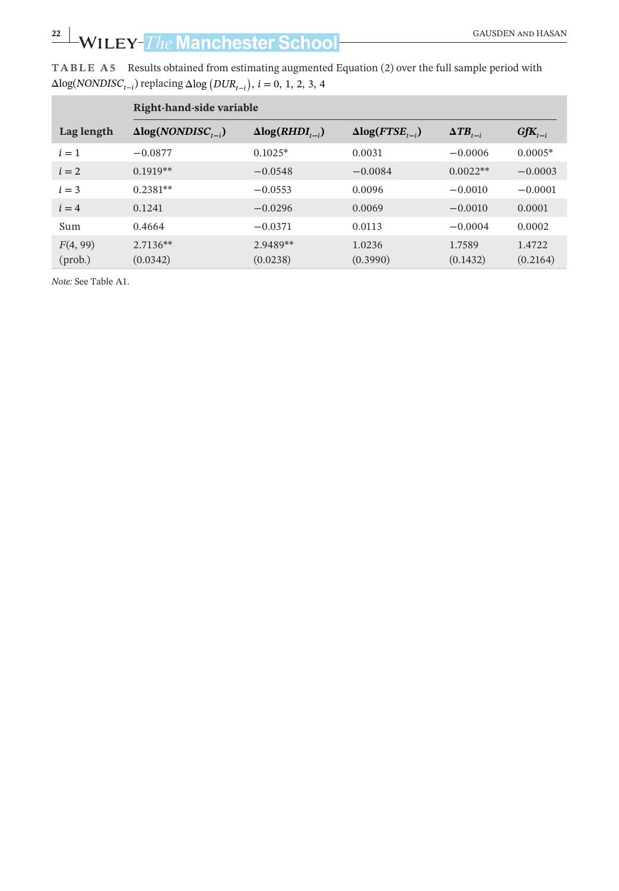**TABLE A5** Results obtained from estimating augmented Equation (2) over the full sample period with $\Delta\log(NONDISC_{t-i})$ replacing $\Delta\log\left(DUR_{t-i}\right)$, $i = 0, 1, 2, 3, 4$

| | Right-hand-side variable | | | | |
|---|---|---|---|---|---|
| **Lag length** | $\Delta\log(NONDISC_{t-i})$ | $\Delta\log(RHDI_{t-i})$ | $\Delta\log(FTSE_{t-i})$ | $\Delta TB_{t-i}$ | $GfK_{t-i}$ |
| $i = 1$ | −0.0877 | 0.1025* | 0.0031 | −0.0006 | 0.0005* |
| $i = 2$ | 0.1919** | −0.0548 | −0.0084 | 0.0022** | −0.0003 |
| $i = 3$ | 0.2381** | −0.0553 | 0.0096 | −0.0010 | −0.0001 |
| $i = 4$ | 0.1241 | −0.0296 | 0.0069 | −0.0010 | 0.0001 |
| Sum | 0.4664 | −0.0371 | 0.0113 | −0.0004 | 0.0002 |
| $F(4, 99)$ (prob.) | 2.7136** (0.0342) | 2.9489** (0.0238) | 1.0236 (0.3990) | 1.7589 (0.1432) | 1.4722 (0.2164) |

*Note:* See Table A1.